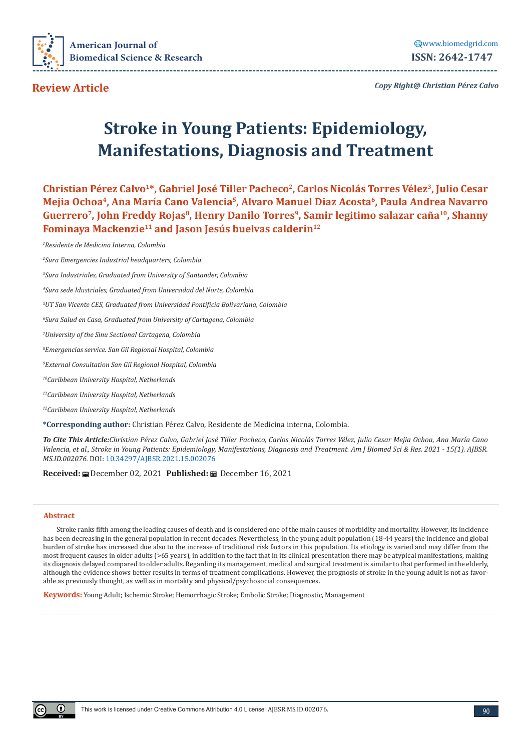**Review Article**

*Copy Right@ Christian Pérez Calvo*

# Stroke in Young Patients: Epidemiology, Manifestations, Diagnosis and Treatment

**Christian Pérez Calvo[1]\*, Gabriel José Tiller Pacheco[2], Carlos Nicolás Torres Vélez[3], Julio Cesar Mejia Ochoa[4], Ana María Cano Valencia[5], Alvaro Manuel Diaz Acosta[6], Paula Andrea Navarro Guerrero[7], John Freddy Rojas[8], Henry Danilo Torres[9], Samir legitimo salazar caña[10], Shanny Fominaya Mackenzie[11] and Jason Jesús buelvas calderin[12]**

*[1]Residente de Medicina Interna, Colombia*

*[2]Sura Emergencies Industrial headquarters, Colombia*

*[3]Sura Industriales, Graduated from University of Santander, Colombia*

*[4]Sura sede Idustriales, Graduated from Universidad del Norte, Colombia*

*[5]UT San Vicente CES, Graduated from Universidad Pontificia Bolivariana, Colombia*

*[6]Sura Salud en Casa, Graduated from University of Cartagena, Colombia*

*[7]University of the Sinu Sectional Cartagena, Colombia*

*[8]Emergencias service. San Gil Regional Hospital, Colombia*

*[9]External Consultation San Gil Regional Hospital, Colombia*

*[10]Caribbean University Hospital, Netherlands*

*[11]Caribbean University Hospital, Netherlands*

*[12]Caribbean University Hospital, Netherlands*

**\*Corresponding author:** Christian Pérez Calvo, Residente de Medicina interna, Colombia.

***To Cite This Article:****Christian Pérez Calvo, Gabriel José Tiller Pacheco, Carlos Nicolás Torres Vélez, Julio Cesar Mejia Ochoa, Ana María Cano Valencia, et al., Stroke in Young Patients: Epidemiology, Manifestations, Diagnosis and Treatment. Am J Biomed Sci & Res. 2021 - 15(1). AJBSR.MS.ID.002076.* DOI: 10.34297/AJBSR.2021.15.002076

**Received:** December 02, 2021 **Published:** December 16, 2021

## Abstract

Stroke ranks fifth among the leading causes of death and is considered one of the main causes of morbidity and mortality. However, its incidence has been decreasing in the general population in recent decades. Nevertheless, in the young adult population (18-44 years) the incidence and global burden of stroke has increased due also to the increase of traditional risk factors in this population. Its etiology is varied and may differ from the most frequent causes in older adults (>65 years), in addition to the fact that in its clinical presentation there may be atypical manifestations, making its diagnosis delayed compared to older adults. Regarding its management, medical and surgical treatment is similar to that performed in the elderly, although the evidence shows better results in terms of treatment complications. However, the prognosis of stroke in the young adult is not as favorable as previously thought, as well as in mortality and physical/psychosocial consequences.

**Keywords:** Young Adult; Ischemic Stroke; Hemorrhagic Stroke; Embolic Stroke; Diagnostic, Management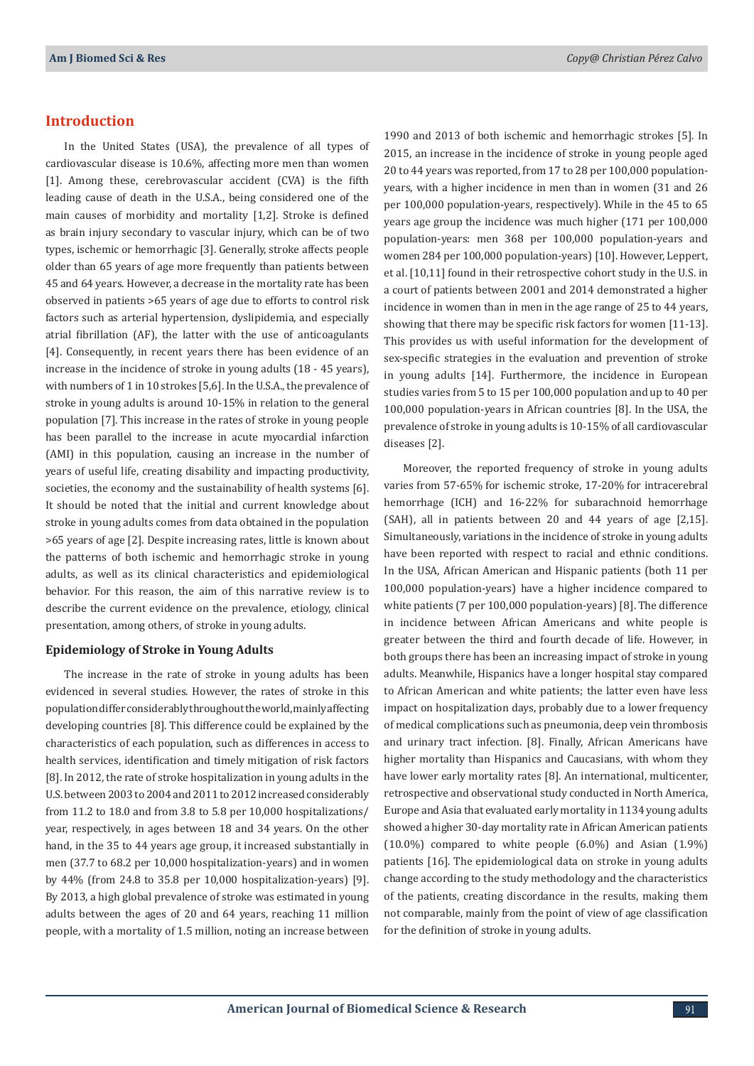## Introduction

In the United States (USA), the prevalence of all types of cardiovascular disease is 10.6%, affecting more men than women [1]. Among these, cerebrovascular accident (CVA) is the fifth leading cause of death in the U.S.A., being considered one of the main causes of morbidity and mortality [1,2]. Stroke is defined as brain injury secondary to vascular injury, which can be of two types, ischemic or hemorrhagic [3]. Generally, stroke affects people older than 65 years of age more frequently than patients between 45 and 64 years. However, a decrease in the mortality rate has been observed in patients >65 years of age due to efforts to control risk factors such as arterial hypertension, dyslipidemia, and especially atrial fibrillation (AF), the latter with the use of anticoagulants [4]. Consequently, in recent years there has been evidence of an increase in the incidence of stroke in young adults (18 - 45 years), with numbers of 1 in 10 strokes [5,6]. In the U.S.A., the prevalence of stroke in young adults is around 10-15% in relation to the general population [7]. This increase in the rates of stroke in young people has been parallel to the increase in acute myocardial infarction (AMI) in this population, causing an increase in the number of years of useful life, creating disability and impacting productivity, societies, the economy and the sustainability of health systems [6]. It should be noted that the initial and current knowledge about stroke in young adults comes from data obtained in the population >65 years of age [2]. Despite increasing rates, little is known about the patterns of both ischemic and hemorrhagic stroke in young adults, as well as its clinical characteristics and epidemiological behavior. For this reason, the aim of this narrative review is to describe the current evidence on the prevalence, etiology, clinical presentation, among others, of stroke in young adults.

### Epidemiology of Stroke in Young Adults

The increase in the rate of stroke in young adults has been evidenced in several studies. However, the rates of stroke in this population differ considerably throughout the world, mainly affecting developing countries [8]. This difference could be explained by the characteristics of each population, such as differences in access to health services, identification and timely mitigation of risk factors [8]. In 2012, the rate of stroke hospitalization in young adults in the U.S. between 2003 to 2004 and 2011 to 2012 increased considerably from 11.2 to 18.0 and from 3.8 to 5.8 per 10,000 hospitalizations/year, respectively, in ages between 18 and 34 years. On the other hand, in the 35 to 44 years age group, it increased substantially in men (37.7 to 68.2 per 10,000 hospitalization-years) and in women by 44% (from 24.8 to 35.8 per 10,000 hospitalization-years) [9]. By 2013, a high global prevalence of stroke was estimated in young adults between the ages of 20 and 64 years, reaching 11 million people, with a mortality of 1.5 million, noting an increase between 1990 and 2013 of both ischemic and hemorrhagic strokes [5]. In 2015, an increase in the incidence of stroke in young people aged 20 to 44 years was reported, from 17 to 28 per 100,000 population-years, with a higher incidence in men than in women (31 and 26 per 100,000 population-years, respectively). While in the 45 to 65 years age group the incidence was much higher (171 per 100,000 population-years: men 368 per 100,000 population-years and women 284 per 100,000 population-years) [10]. However, Leppert, et al. [10,11] found in their retrospective cohort study in the U.S. in a court of patients between 2001 and 2014 demonstrated a higher incidence in women than in men in the age range of 25 to 44 years, showing that there may be specific risk factors for women [11-13]. This provides us with useful information for the development of sex-specific strategies in the evaluation and prevention of stroke in young adults [14]. Furthermore, the incidence in European studies varies from 5 to 15 per 100,000 population and up to 40 per 100,000 population-years in African countries [8]. In the USA, the prevalence of stroke in young adults is 10-15% of all cardiovascular diseases [2].

Moreover, the reported frequency of stroke in young adults varies from 57-65% for ischemic stroke, 17-20% for intracerebral hemorrhage (ICH) and 16-22% for subarachnoid hemorrhage (SAH), all in patients between 20 and 44 years of age [2,15]. Simultaneously, variations in the incidence of stroke in young adults have been reported with respect to racial and ethnic conditions. In the USA, African American and Hispanic patients (both 11 per 100,000 population-years) have a higher incidence compared to white patients (7 per 100,000 population-years) [8]. The difference in incidence between African Americans and white people is greater between the third and fourth decade of life. However, in both groups there has been an increasing impact of stroke in young adults. Meanwhile, Hispanics have a longer hospital stay compared to African American and white patients; the latter even have less impact on hospitalization days, probably due to a lower frequency of medical complications such as pneumonia, deep vein thrombosis and urinary tract infection. [8]. Finally, African Americans have higher mortality than Hispanics and Caucasians, with whom they have lower early mortality rates [8]. An international, multicenter, retrospective and observational study conducted in North America, Europe and Asia that evaluated early mortality in 1134 young adults showed a higher 30-day mortality rate in African American patients (10.0%) compared to white people (6.0%) and Asian (1.9%) patients [16]. The epidemiological data on stroke in young adults change according to the study methodology and the characteristics of the patients, creating discordance in the results, making them not comparable, mainly from the point of view of age classification for the definition of stroke in young adults.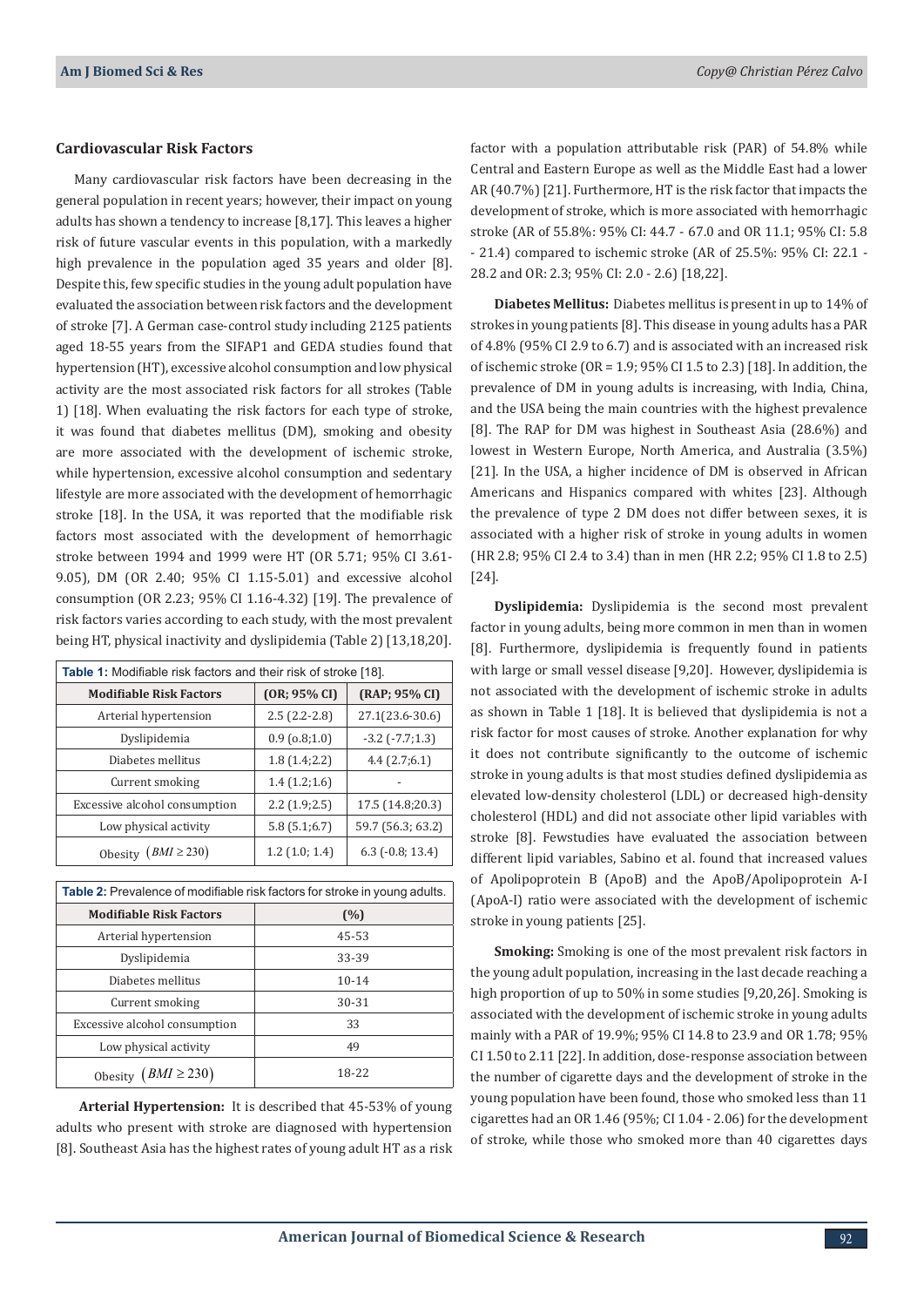### Cardiovascular Risk Factors

Many cardiovascular risk factors have been decreasing in the general population in recent years; however, their impact on young adults has shown a tendency to increase [8,17]. This leaves a higher risk of future vascular events in this population, with a markedly high prevalence in the population aged 35 years and older [8]. Despite this, few specific studies in the young adult population have evaluated the association between risk factors and the development of stroke [7]. A German case-control study including 2125 patients aged 18-55 years from the SIFAP1 and GEDA studies found that hypertension (HT), excessive alcohol consumption and low physical activity are the most associated risk factors for all strokes (Table 1) [18]. When evaluating the risk factors for each type of stroke, it was found that diabetes mellitus (DM), smoking and obesity are more associated with the development of ischemic stroke, while hypertension, excessive alcohol consumption and sedentary lifestyle are more associated with the development of hemorrhagic stroke [18]. In the USA, it was reported that the modifiable risk factors most associated with the development of hemorrhagic stroke between 1994 and 1999 were HT (OR 5.71; 95% CI 3.61-9.05), DM (OR 2.40; 95% CI 1.15-5.01) and excessive alcohol consumption (OR 2.23; 95% CI 1.16-4.32) [19]. The prevalence of risk factors varies according to each study, with the most prevalent being HT, physical inactivity and dyslipidemia (Table 2) [13,18,20].

**Table 1:** Modifiable risk factors and their risk of stroke [18].

| Modifiable Risk Factors | (OR; 95% CI) | (RAP; 95% CI) |
|---|---|---|
| Arterial hypertension | 2.5 (2.2-2.8) | 27.1(23.6-30.6) |
| Dyslipidemia | 0.9 (o.8;1.0) | -3.2 (-7.7;1.3) |
| Diabetes mellitus | 1.8 (1.4;2.2) | 4.4 (2.7;6.1) |
| Current smoking | 1.4 (1.2;1.6) | - |
| Excessive alcohol consumption | 2.2 (1.9;2.5) | 17.5 (14.8;20.3) |
| Low physical activity | 5.8 (5.1;6.7) | 59.7 (56.3; 63.2) |
| Obesity $(BMI \geq 230)$ | 1.2 (1.0; 1.4) | 6.3 (-0.8; 13.4) |

**Table 2:** Prevalence of modifiable risk factors for stroke in young adults.

| Modifiable Risk Factors | (%) |
|---|---|
| Arterial hypertension | 45-53 |
| Dyslipidemia | 33-39 |
| Diabetes mellitus | 10-14 |
| Current smoking | 30-31 |
| Excessive alcohol consumption | 33 |
| Low physical activity | 49 |
| Obesity $(BMI \geq 230)$ | 18-22 |

**Arterial Hypertension:** It is described that 45-53% of young adults who present with stroke are diagnosed with hypertension [8]. Southeast Asia has the highest rates of young adult HT as a risk factor with a population attributable risk (PAR) of 54.8% while Central and Eastern Europe as well as the Middle East had a lower AR (40.7%) [21]. Furthermore, HT is the risk factor that impacts the development of stroke, which is more associated with hemorrhagic stroke (AR of 55.8%: 95% CI: 44.7 - 67.0 and OR 11.1; 95% CI: 5.8 - 21.4) compared to ischemic stroke (AR of 25.5%: 95% CI: 22.1 - 28.2 and OR: 2.3; 95% CI: 2.0 - 2.6) [18,22].

**Diabetes Mellitus:** Diabetes mellitus is present in up to 14% of strokes in young patients [8]. This disease in young adults has a PAR of 4.8% (95% CI 2.9 to 6.7) and is associated with an increased risk of ischemic stroke (OR = 1.9; 95% CI 1.5 to 2.3) [18]. In addition, the prevalence of DM in young adults is increasing, with India, China, and the USA being the main countries with the highest prevalence [8]. The RAP for DM was highest in Southeast Asia (28.6%) and lowest in Western Europe, North America, and Australia (3.5%) [21]. In the USA, a higher incidence of DM is observed in African Americans and Hispanics compared with whites [23]. Although the prevalence of type 2 DM does not differ between sexes, it is associated with a higher risk of stroke in young adults in women (HR 2.8; 95% CI 2.4 to 3.4) than in men (HR 2.2; 95% CI 1.8 to 2.5) [24].

**Dyslipidemia:** Dyslipidemia is the second most prevalent factor in young adults, being more common in men than in women [8]. Furthermore, dyslipidemia is frequently found in patients with large or small vessel disease [9,20]. However, dyslipidemia is not associated with the development of ischemic stroke in adults as shown in Table 1 [18]. It is believed that dyslipidemia is not a risk factor for most causes of stroke. Another explanation for why it does not contribute significantly to the outcome of ischemic stroke in young adults is that most studies defined dyslipidemia as elevated low-density cholesterol (LDL) or decreased high-density cholesterol (HDL) and did not associate other lipid variables with stroke [8]. Fewstudies have evaluated the association between different lipid variables, Sabino et al. found that increased values of Apolipoprotein B (ApoB) and the ApoB/Apolipoprotein A-I (ApoA-I) ratio were associated with the development of ischemic stroke in young patients [25].

**Smoking:** Smoking is one of the most prevalent risk factors in the young adult population, increasing in the last decade reaching a high proportion of up to 50% in some studies [9,20,26]. Smoking is associated with the development of ischemic stroke in young adults mainly with a PAR of 19.9%; 95% CI 14.8 to 23.9 and OR 1.78; 95% CI 1.50 to 2.11 [22]. In addition, dose-response association between the number of cigarette days and the development of stroke in the young population have been found, those who smoked less than 11 cigarettes had an OR 1.46 (95%; CI 1.04 - 2.06) for the development of stroke, while those who smoked more than 40 cigarettes days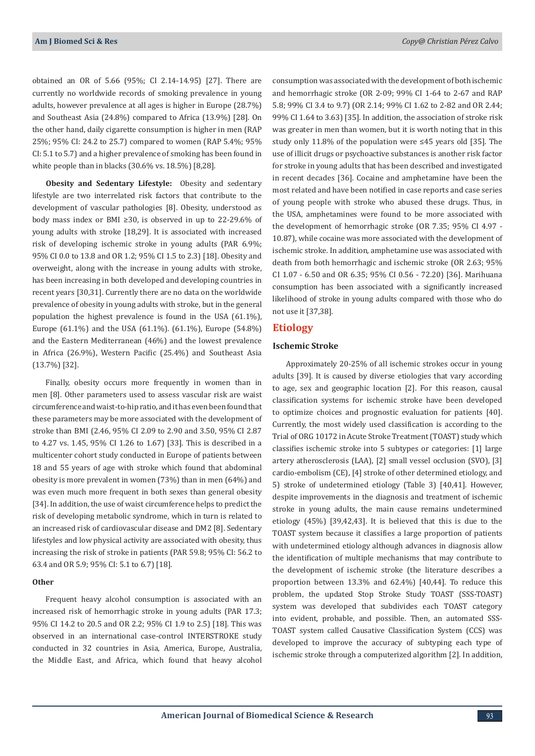obtained an OR of 5.66 (95%; CI 2.14-14.95) [27]. There are currently no worldwide records of smoking prevalence in young adults, however prevalence at all ages is higher in Europe (28.7%) and Southeast Asia (24.8%) compared to Africa (13.9%) [28]. On the other hand, daily cigarette consumption is higher in men (RAP 25%; 95% CI: 24.2 to 25.7) compared to women (RAP 5.4%; 95% CI: 5.1 to 5.7) and a higher prevalence of smoking has been found in white people than in blacks (30.6% vs. 18.5%) [8,28].

**Obesity and Sedentary Lifestyle:** Obesity and sedentary lifestyle are two interrelated risk factors that contribute to the development of vascular pathologies [8]. Obesity, understood as body mass index or BMI ≥30, is observed in up to 22-29.6% of young adults with stroke [18,29]. It is associated with increased risk of developing ischemic stroke in young adults (PAR 6.9%; 95% CI 0.0 to 13.8 and OR 1.2; 95% CI 1.5 to 2.3) [18]. Obesity and overweight, along with the increase in young adults with stroke, has been increasing in both developed and developing countries in recent years [30,31]. Currently there are no data on the worldwide prevalence of obesity in young adults with stroke, but in the general population the highest prevalence is found in the USA (61.1%), Europe (61.1%) and the USA (61.1%). (61.1%), Europe (54.8%) and the Eastern Mediterranean (46%) and the lowest prevalence in Africa (26.9%), Western Pacific (25.4%) and Southeast Asia (13.7%) [32].

Finally, obesity occurs more frequently in women than in men [8]. Other parameters used to assess vascular risk are waist circumference and waist-to-hip ratio, and it has even been found that these parameters may be more associated with the development of stroke than BMI (2.46, 95% CI 2.09 to 2.90 and 3.50, 95% CI 2.87 to 4.27 vs. 1.45, 95% CI 1.26 to 1.67) [33]. This is described in a multicenter cohort study conducted in Europe of patients between 18 and 55 years of age with stroke which found that abdominal obesity is more prevalent in women (73%) than in men (64%) and was even much more frequent in both sexes than general obesity [34]. In addition, the use of waist circumference helps to predict the risk of developing metabolic syndrome, which in turn is related to an increased risk of cardiovascular disease and DM2 [8]. Sedentary lifestyles and low physical activity are associated with obesity, thus increasing the risk of stroke in patients (PAR 59.8; 95% CI: 56.2 to 63.4 and OR 5.9; 95% CI: 5.1 to 6.7) [18].

#### Other

Frequent heavy alcohol consumption is associated with an increased risk of hemorrhagic stroke in young adults (PAR 17.3; 95% CI 14.2 to 20.5 and OR 2.2; 95% CI 1.9 to 2.5) [18]. This was observed in an international case-control INTERSTROKE study conducted in 32 countries in Asia, America, Europe, Australia, the Middle East, and Africa, which found that heavy alcohol consumption was associated with the development of both ischemic and hemorrhagic stroke (OR 2-09; 99% CI 1-64 to 2-67 and RAP 5.8; 99% CI 3.4 to 9.7) (OR 2.14; 99% CI 1.62 to 2-82 and OR 2.44; 99% CI 1.64 to 3.63) [35]. In addition, the association of stroke risk was greater in men than women, but it is worth noting that in this study only 11.8% of the population were ≤45 years old [35]. The use of illicit drugs or psychoactive substances is another risk factor for stroke in young adults that has been described and investigated in recent decades [36]. Cocaine and amphetamine have been the most related and have been notified in case reports and case series of young people with stroke who abused these drugs. Thus, in the USA, amphetamines were found to be more associated with the development of hemorrhagic stroke (OR 7.35; 95% CI 4.97 - 10.87), while cocaine was more associated with the development of ischemic stroke. In addition, amphetamine use was associated with death from both hemorrhagic and ischemic stroke (OR 2.63; 95% CI 1.07 - 6.50 and OR 6.35; 95% CI 0.56 - 72.20) [36]. Marihuana consumption has been associated with a significantly increased likelihood of stroke in young adults compared with those who do not use it [37,38].

## Etiology

### Ischemic Stroke

Approximately 20-25% of all ischemic strokes occur in young adults [39]. It is caused by diverse etiologies that vary according to age, sex and geographic location [2]. For this reason, causal classification systems for ischemic stroke have been developed to optimize choices and prognostic evaluation for patients [40]. Currently, the most widely used classification is according to the Trial of ORG 10172 in Acute Stroke Treatment (TOAST) study which classifies ischemic stroke into 5 subtypes or categories: [1] large artery atherosclerosis (LAA), [2] small vessel occlusion (SVO), [3] cardio-embolism (CE), [4] stroke of other determined etiology, and 5) stroke of undetermined etiology (Table 3) [40,41]. However, despite improvements in the diagnosis and treatment of ischemic stroke in young adults, the main cause remains undetermined etiology (45%) [39,42,43]. It is believed that this is due to the TOAST system because it classifies a large proportion of patients with undetermined etiology although advances in diagnosis allow the identification of multiple mechanisms that may contribute to the development of ischemic stroke (the literature describes a proportion between 13.3% and 62.4%) [40,44]. To reduce this problem, the updated Stop Stroke Study TOAST (SSS-TOAST) system was developed that subdivides each TOAST category into evident, probable, and possible. Then, an automated SSS-TOAST system called Causative Classification System (CCS) was developed to improve the accuracy of subtyping each type of ischemic stroke through a computerized algorithm [2]. In addition,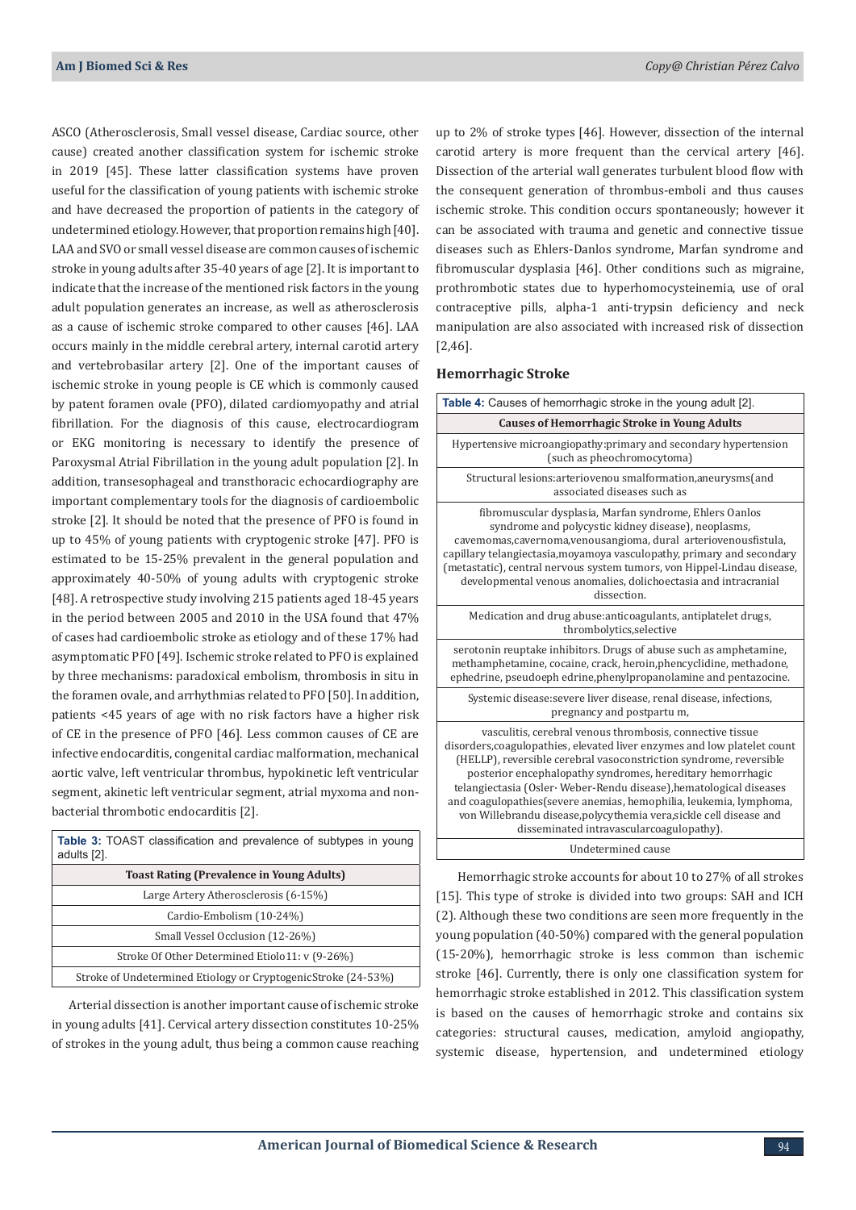ASCO (Atherosclerosis, Small vessel disease, Cardiac source, other cause) created another classification system for ischemic stroke in 2019 [45]. These latter classification systems have proven useful for the classification of young patients with ischemic stroke and have decreased the proportion of patients in the category of undetermined etiology. However, that proportion remains high [40]. LAA and SVO or small vessel disease are common causes of ischemic stroke in young adults after 35-40 years of age [2]. It is important to indicate that the increase of the mentioned risk factors in the young adult population generates an increase, as well as atherosclerosis as a cause of ischemic stroke compared to other causes [46]. LAA occurs mainly in the middle cerebral artery, internal carotid artery and vertebrobasilar artery [2]. One of the important causes of ischemic stroke in young people is CE which is commonly caused by patent foramen ovale (PFO), dilated cardiomyopathy and atrial fibrillation. For the diagnosis of this cause, electrocardiogram or EKG monitoring is necessary to identify the presence of Paroxysmal Atrial Fibrillation in the young adult population [2]. In addition, transesophageal and transthoracic echocardiography are important complementary tools for the diagnosis of cardioembolic stroke [2]. It should be noted that the presence of PFO is found in up to 45% of young patients with cryptogenic stroke [47]. PFO is estimated to be 15-25% prevalent in the general population and approximately 40-50% of young adults with cryptogenic stroke [48]. A retrospective study involving 215 patients aged 18-45 years in the period between 2005 and 2010 in the USA found that 47% of cases had cardioembolic stroke as etiology and of these 17% had asymptomatic PFO [49]. Ischemic stroke related to PFO is explained by three mechanisms: paradoxical embolism, thrombosis in situ in the foramen ovale, and arrhythmias related to PFO [50]. In addition, patients <45 years of age with no risk factors have a higher risk of CE in the presence of PFO [46]. Less common causes of CE are infective endocarditis, congenital cardiac malformation, mechanical aortic valve, left ventricular thrombus, hypokinetic left ventricular segment, akinetic left ventricular segment, atrial myxoma and non-bacterial thrombotic endocarditis [2].

**Table 3:** TOAST classification and prevalence of subtypes in young adults [2].

| Toast Rating (Prevalence in Young Adults) |
|---|
| Large Artery Atherosclerosis (6-15%) |
| Cardio-Embolism (10-24%) |
| Small Vessel Occlusion (12-26%) |
| Stroke Of Other Determined Etiolo11: v (9-26%) |
| Stroke of Undetermined Etiology or CryptogenicStroke (24-53%) |

Arterial dissection is another important cause of ischemic stroke in young adults [41]. Cervical artery dissection constitutes 10-25% of strokes in the young adult, thus being a common cause reaching up to 2% of stroke types [46]. However, dissection of the internal carotid artery is more frequent than the cervical artery [46]. Dissection of the arterial wall generates turbulent blood flow with the consequent generation of thrombus-emboli and thus causes ischemic stroke. This condition occurs spontaneously; however it can be associated with trauma and genetic and connective tissue diseases such as Ehlers-Danlos syndrome, Marfan syndrome and fibromuscular dysplasia [46]. Other conditions such as migraine, prothrombotic states due to hyperhomocysteinemia, use of oral contraceptive pills, alpha-1 anti-trypsin deficiency and neck manipulation are also associated with increased risk of dissection [2,46].

### Hemorrhagic Stroke

**Table 4:** Causes of hemorrhagic stroke in the young adult [2].

| Causes of Hemorrhagic Stroke in Young Adults |
|---|
| Hypertensive microangiopathy:primary and secondary hypertension (such as pheochromocytoma) |
| Structural lesions:arteriovenou smalformation,aneurysms(and associated diseases such as |
| fibromuscular dysplasia, Marfan syndrome, Ehlers Oanlos syndrome and polycystic kidney disease), neoplasms, cavemomas,cavernoma,venousangioma, dural arteriovenousfistula, capillary telangiectasia,moyamoya vasculopathy, primary and secondary (metastatic), central nervous system tumors, von Hippel-Lindau disease, developmental venous anomalies, dolichoectasia and intracranial dissection. |
| Medication and drug abuse:anticoagulants, antiplatelet drugs, thrombolytics,selective |
| serotonin reuptake inhibitors. Drugs of abuse such as amphetamine, methamphetamine, cocaine, crack, heroin,phencyclidine, methadone, ephedrine, pseudoeph edrine,phenylpropanolamine and pentazocine. |
| Systemic disease:severe liver disease, renal disease, infections, pregnancy and postpartu m, |
| vasculitis, cerebral venous thrombosis, connective tissue disorders,coagulopathies, elevated liver enzymes and low platelet count (HELLP), reversible cerebral vasoconstriction syndrome, reversible posterior encephalopathy syndromes, hereditary hemorrhagic telangiectasia (Osler· Weber-Rendu disease),hematological diseases and coagulopathies(severe anemias, hemophilia, leukemia, lymphoma, von Willebrandu disease,polycythemia vera,sickle cell disease and disseminated intravascularcoagulopathy). |
| Undetermined cause |

Hemorrhagic stroke accounts for about 10 to 27% of all strokes [15]. This type of stroke is divided into two groups: SAH and ICH (2). Although these two conditions are seen more frequently in the young population (40-50%) compared with the general population (15-20%), hemorrhagic stroke is less common than ischemic stroke [46]. Currently, there is only one classification system for hemorrhagic stroke established in 2012. This classification system is based on the causes of hemorrhagic stroke and contains six categories: structural causes, medication, amyloid angiopathy, systemic disease, hypertension, and undetermined etiology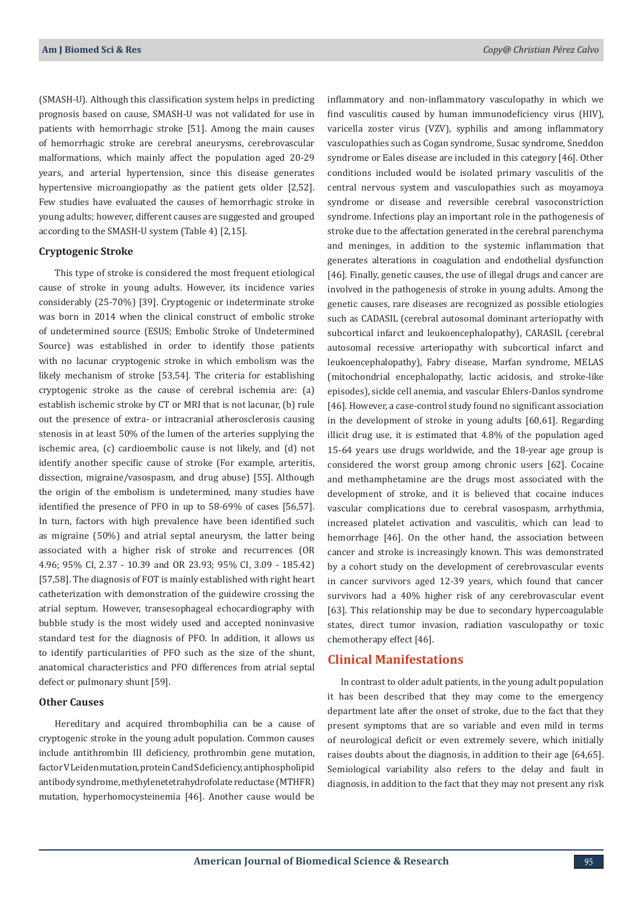(SMASH-U). Although this classification system helps in predicting prognosis based on cause, SMASH-U was not validated for use in patients with hemorrhagic stroke [51]. Among the main causes of hemorrhagic stroke are cerebral aneurysms, cerebrovascular malformations, which mainly affect the population aged 20-29 years, and arterial hypertension, since this disease generates hypertensive microangiopathy as the patient gets older [2,52]. Few studies have evaluated the causes of hemorrhagic stroke in young adults; however, different causes are suggested and grouped according to the SMASH-U system (Table 4) [2,15].

### Cryptogenic Stroke

This type of stroke is considered the most frequent etiological cause of stroke in young adults. However, its incidence varies considerably (25-70%) [39]. Cryptogenic or indeterminate stroke was born in 2014 when the clinical construct of embolic stroke of undetermined source (ESUS; Embolic Stroke of Undetermined Source) was established in order to identify those patients with no lacunar cryptogenic stroke in which embolism was the likely mechanism of stroke [53,54]. The criteria for establishing cryptogenic stroke as the cause of cerebral ischemia are: (a) establish ischemic stroke by CT or MRI that is not lacunar, (b) rule out the presence of extra- or intracranial atherosclerosis causing stenosis in at least 50% of the lumen of the arteries supplying the ischemic area, (c) cardioembolic cause is not likely, and (d) not identify another specific cause of stroke (For example, arteritis, dissection, migraine/vasospasm, and drug abuse) [55]. Although the origin of the embolism is undetermined, many studies have identified the presence of PFO in up to 58-69% of cases [56,57]. In turn, factors with high prevalence have been identified such as migraine (50%) and atrial septal aneurysm, the latter being associated with a higher risk of stroke and recurrences (OR 4.96; 95% CI, 2.37 - 10.39 and OR 23.93; 95% CI, 3.09 - 185.42) [57,58]. The diagnosis of FOT is mainly established with right heart catheterization with demonstration of the guidewire crossing the atrial septum. However, transesophageal echocardiography with bubble study is the most widely used and accepted noninvasive standard test for the diagnosis of PFO. In addition, it allows us to identify particularities of PFO such as the size of the shunt, anatomical characteristics and PFO differences from atrial septal defect or pulmonary shunt [59].

### Other Causes

Hereditary and acquired thrombophilia can be a cause of cryptogenic stroke in the young adult population. Common causes include antithrombin III deficiency, prothrombin gene mutation, factor V Leiden mutation, protein C and S deficiency, antiphospholipid antibody syndrome, methylenetetrahydrofolate reductase (MTHFR) mutation, hyperhomocysteinemia [46]. Another cause would be inflammatory and non-inflammatory vasculopathy in which we find vasculitis caused by human immunodeficiency virus (HIV), varicella zoster virus (VZV), syphilis and among inflammatory vasculopathies such as Cogan syndrome, Susac syndrome, Sneddon syndrome or Eales disease are included in this category [46]. Other conditions included would be isolated primary vasculitis of the central nervous system and vasculopathies such as moyamoya syndrome or disease and reversible cerebral vasoconstriction syndrome. Infections play an important role in the pathogenesis of stroke due to the affectation generated in the cerebral parenchyma and meninges, in addition to the systemic inflammation that generates alterations in coagulation and endothelial dysfunction [46]. Finally, genetic causes, the use of illegal drugs and cancer are involved in the pathogenesis of stroke in young adults. Among the genetic causes, rare diseases are recognized as possible etiologies such as CADASIL (cerebral autosomal dominant arteriopathy with subcortical infarct and leukoencephalopathy), CARASIL (cerebral autosomal recessive arteriopathy with subcortical infarct and leukoencephalopathy), Fabry disease, Marfan syndrome, MELAS (mitochondrial encephalopathy, lactic acidosis, and stroke-like episodes), sickle cell anemia, and vascular Ehlers-Danlos syndrome [46]. However, a case-control study found no significant association in the development of stroke in young adults [60,61]. Regarding illicit drug use, it is estimated that 4.8% of the population aged 15-64 years use drugs worldwide, and the 18-year age group is considered the worst group among chronic users [62]. Cocaine and methamphetamine are the drugs most associated with the development of stroke, and it is believed that cocaine induces vascular complications due to cerebral vasospasm, arrhythmia, increased platelet activation and vasculitis, which can lead to hemorrhage [46]. On the other hand, the association between cancer and stroke is increasingly known. This was demonstrated by a cohort study on the development of cerebrovascular events in cancer survivors aged 12-39 years, which found that cancer survivors had a 40% higher risk of any cerebrovascular event [63]. This relationship may be due to secondary hypercoagulable states, direct tumor invasion, radiation vasculopathy or toxic chemotherapy effect [46].

## Clinical Manifestations

In contrast to older adult patients, in the young adult population it has been described that they may come to the emergency department late after the onset of stroke, due to the fact that they present symptoms that are so variable and even mild in terms of neurological deficit or even extremely severe, which initially raises doubts about the diagnosis, in addition to their age [64,65]. Semiological variability also refers to the delay and fault in diagnosis, in addition to the fact that they may not present any risk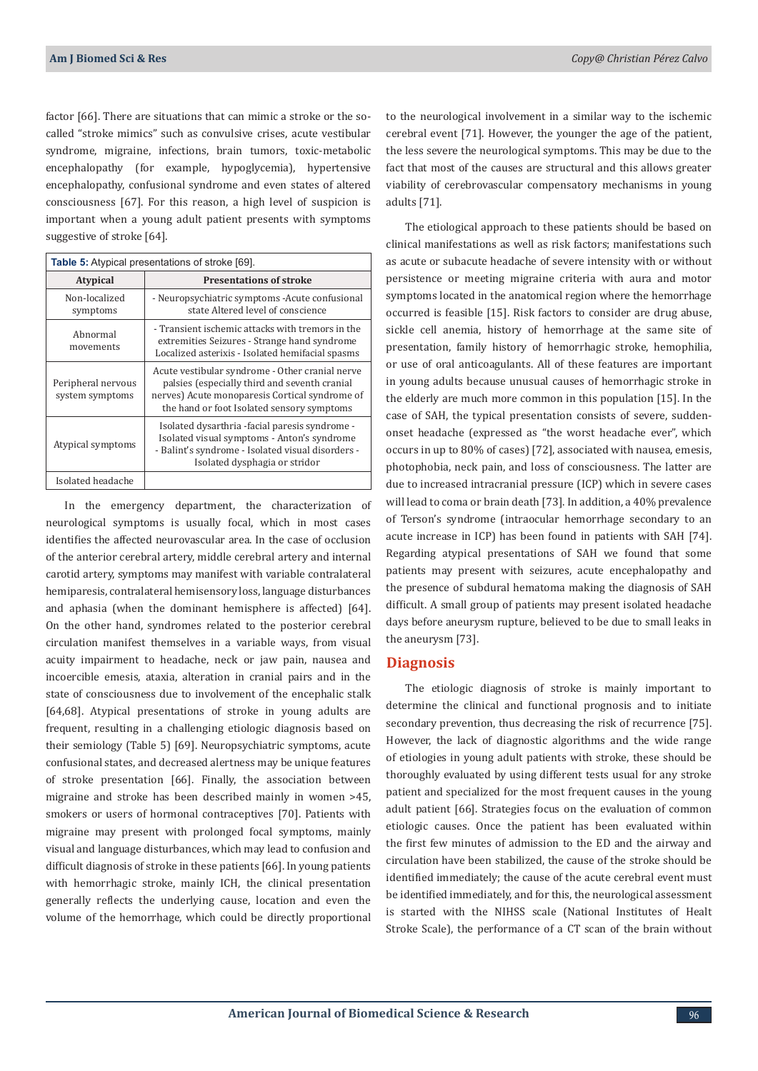factor [66]. There are situations that can mimic a stroke or the so-called "stroke mimics" such as convulsive crises, acute vestibular syndrome, migraine, infections, brain tumors, toxic-metabolic encephalopathy (for example, hypoglycemia), hypertensive encephalopathy, confusional syndrome and even states of altered consciousness [67]. For this reason, a high level of suspicion is important when a young adult patient presents with symptoms suggestive of stroke [64].

**Table 5:** Atypical presentations of stroke [69].

| Atypical | Presentations of stroke |
|---|---|
| Non-localized symptoms | - Neuropsychiatric symptoms -Acute confusional state Altered level of conscience |
| Abnormal movements | - Transient ischemic attacks with tremors in the extremities Seizures - Strange hand syndrome Localized asterixis - Isolated hemifacial spasms |
| Peripheral nervous system symptoms | Acute vestibular syndrome - Other cranial nerve palsies (especially third and seventh cranial nerves) Acute monoparesis Cortical syndrome of the hand or foot Isolated sensory symptoms |
| Atypical symptoms | Isolated dysarthria -facial paresis syndrome - Isolated visual symptoms - Anton's syndrome - Balint's syndrome - Isolated visual disorders - Isolated dysphagia or stridor |
| Isolated headache | |

In the emergency department, the characterization of neurological symptoms is usually focal, which in most cases identifies the affected neurovascular area. In the case of occlusion of the anterior cerebral artery, middle cerebral artery and internal carotid artery, symptoms may manifest with variable contralateral hemiparesis, contralateral hemisensory loss, language disturbances and aphasia (when the dominant hemisphere is affected) [64]. On the other hand, syndromes related to the posterior cerebral circulation manifest themselves in a variable ways, from visual acuity impairment to headache, neck or jaw pain, nausea and incoercible emesis, ataxia, alteration in cranial pairs and in the state of consciousness due to involvement of the encephalic stalk [64,68]. Atypical presentations of stroke in young adults are frequent, resulting in a challenging etiologic diagnosis based on their semiology (Table 5) [69]. Neuropsychiatric symptoms, acute confusional states, and decreased alertness may be unique features of stroke presentation [66]. Finally, the association between migraine and stroke has been described mainly in women >45, smokers or users of hormonal contraceptives [70]. Patients with migraine may present with prolonged focal symptoms, mainly visual and language disturbances, which may lead to confusion and difficult diagnosis of stroke in these patients [66]. In young patients with hemorrhagic stroke, mainly ICH, the clinical presentation generally reflects the underlying cause, location and even the volume of the hemorrhage, which could be directly proportional to the neurological involvement in a similar way to the ischemic cerebral event [71]. However, the younger the age of the patient, the less severe the neurological symptoms. This may be due to the fact that most of the causes are structural and this allows greater viability of cerebrovascular compensatory mechanisms in young adults [71].

The etiological approach to these patients should be based on clinical manifestations as well as risk factors; manifestations such as acute or subacute headache of severe intensity with or without persistence or meeting migraine criteria with aura and motor symptoms located in the anatomical region where the hemorrhage occurred is feasible [15]. Risk factors to consider are drug abuse, sickle cell anemia, history of hemorrhage at the same site of presentation, family history of hemorrhagic stroke, hemophilia, or use of oral anticoagulants. All of these features are important in young adults because unusual causes of hemorrhagic stroke in the elderly are much more common in this population [15]. In the case of SAH, the typical presentation consists of severe, sudden-onset headache (expressed as "the worst headache ever", which occurs in up to 80% of cases) [72], associated with nausea, emesis, photophobia, neck pain, and loss of consciousness. The latter are due to increased intracranial pressure (ICP) which in severe cases will lead to coma or brain death [73]. In addition, a 40% prevalence of Terson's syndrome (intraocular hemorrhage secondary to an acute increase in ICP) has been found in patients with SAH [74]. Regarding atypical presentations of SAH we found that some patients may present with seizures, acute encephalopathy and the presence of subdural hematoma making the diagnosis of SAH difficult. A small group of patients may present isolated headache days before aneurysm rupture, believed to be due to small leaks in the aneurysm [73].

## Diagnosis

The etiologic diagnosis of stroke is mainly important to determine the clinical and functional prognosis and to initiate secondary prevention, thus decreasing the risk of recurrence [75]. However, the lack of diagnostic algorithms and the wide range of etiologies in young adult patients with stroke, these should be thoroughly evaluated by using different tests usual for any stroke patient and specialized for the most frequent causes in the young adult patient [66]. Strategies focus on the evaluation of common etiologic causes. Once the patient has been evaluated within the first few minutes of admission to the ED and the airway and circulation have been stabilized, the cause of the stroke should be identified immediately; the cause of the acute cerebral event must be identified immediately, and for this, the neurological assessment is started with the NIHSS scale (National Institutes of Healt Stroke Scale), the performance of a CT scan of the brain without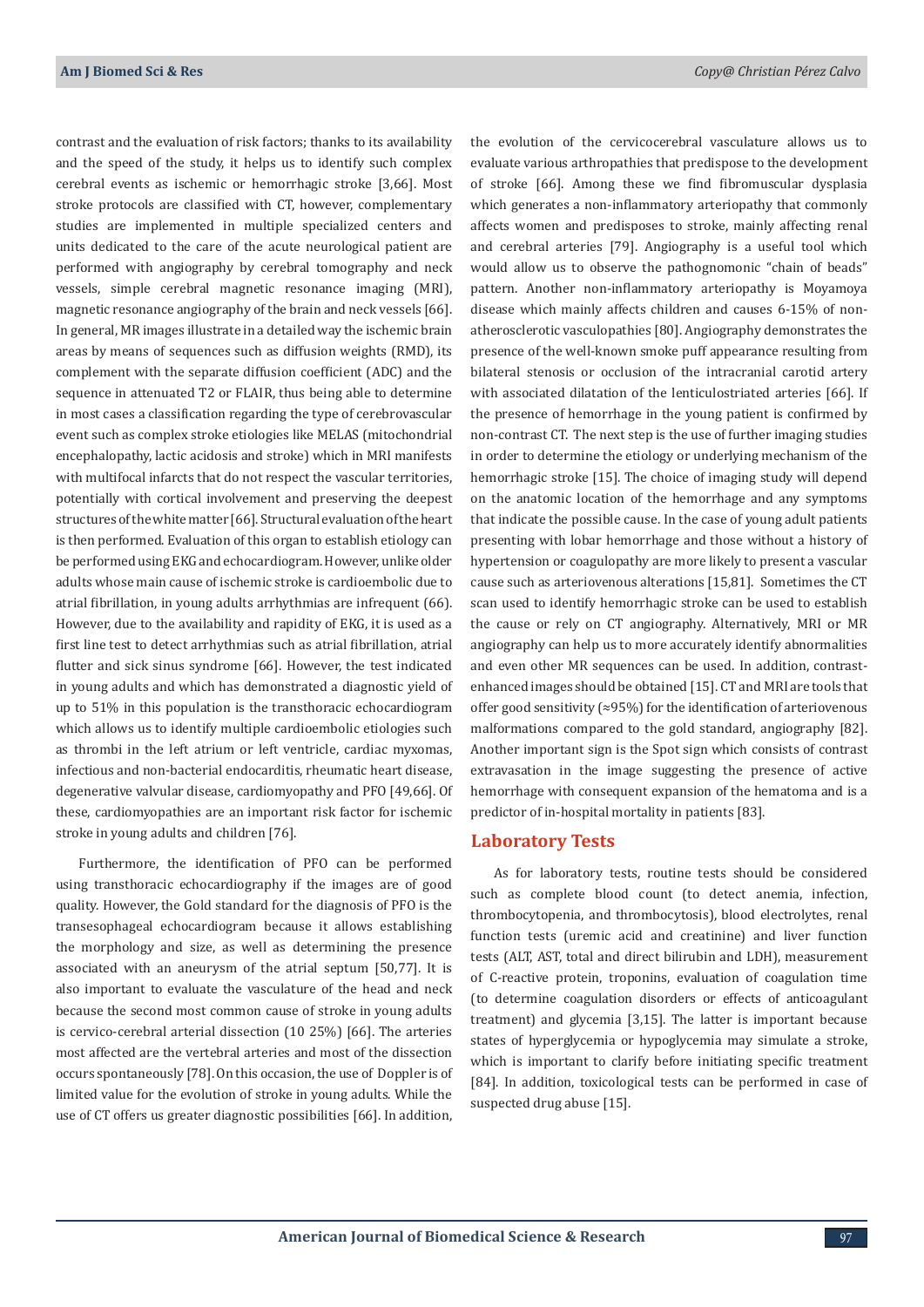contrast and the evaluation of risk factors; thanks to its availability and the speed of the study, it helps us to identify such complex cerebral events as ischemic or hemorrhagic stroke [3,66]. Most stroke protocols are classified with CT, however, complementary studies are implemented in multiple specialized centers and units dedicated to the care of the acute neurological patient are performed with angiography by cerebral tomography and neck vessels, simple cerebral magnetic resonance imaging (MRI), magnetic resonance angiography of the brain and neck vessels [66]. In general, MR images illustrate in a detailed way the ischemic brain areas by means of sequences such as diffusion weights (RMD), its complement with the separate diffusion coefficient (ADC) and the sequence in attenuated T2 or FLAIR, thus being able to determine in most cases a classification regarding the type of cerebrovascular event such as complex stroke etiologies like MELAS (mitochondrial encephalopathy, lactic acidosis and stroke) which in MRI manifests with multifocal infarcts that do not respect the vascular territories, potentially with cortical involvement and preserving the deepest structures of the white matter [66]. Structural evaluation of the heart is then performed. Evaluation of this organ to establish etiology can be performed using EKG and echocardiogram. However, unlike older adults whose main cause of ischemic stroke is cardioembolic due to atrial fibrillation, in young adults arrhythmias are infrequent (66). However, due to the availability and rapidity of EKG, it is used as a first line test to detect arrhythmias such as atrial fibrillation, atrial flutter and sick sinus syndrome [66]. However, the test indicated in young adults and which has demonstrated a diagnostic yield of up to 51% in this population is the transthoracic echocardiogram which allows us to identify multiple cardioembolic etiologies such as thrombi in the left atrium or left ventricle, cardiac myxomas, infectious and non-bacterial endocarditis, rheumatic heart disease, degenerative valvular disease, cardiomyopathy and PFO [49,66]. Of these, cardiomyopathies are an important risk factor for ischemic stroke in young adults and children [76].

Furthermore, the identification of PFO can be performed using transthoracic echocardiography if the images are of good quality. However, the Gold standard for the diagnosis of PFO is the transesophageal echocardiogram because it allows establishing the morphology and size, as well as determining the presence associated with an aneurysm of the atrial septum [50,77]. It is also important to evaluate the vasculature of the head and neck because the second most common cause of stroke in young adults is cervico-cerebral arterial dissection (10 25%) [66]. The arteries most affected are the vertebral arteries and most of the dissection occurs spontaneously [78]. On this occasion, the use of Doppler is of limited value for the evolution of stroke in young adults. While the use of CT offers us greater diagnostic possibilities [66]. In addition, the evolution of the cervicocerebral vasculature allows us to evaluate various arthropathies that predispose to the development of stroke [66]. Among these we find fibromuscular dysplasia which generates a non-inflammatory arteriopathy that commonly affects women and predisposes to stroke, mainly affecting renal and cerebral arteries [79]. Angiography is a useful tool which would allow us to observe the pathognomonic "chain of beads" pattern. Another non-inflammatory arteriopathy is Moyamoya disease which mainly affects children and causes 6-15% of non-atherosclerotic vasculopathies [80]. Angiography demonstrates the presence of the well-known smoke puff appearance resulting from bilateral stenosis or occlusion of the intracranial carotid artery with associated dilatation of the lenticulostriated arteries [66]. If the presence of hemorrhage in the young patient is confirmed by non-contrast CT. The next step is the use of further imaging studies in order to determine the etiology or underlying mechanism of the hemorrhagic stroke [15]. The choice of imaging study will depend on the anatomic location of the hemorrhage and any symptoms that indicate the possible cause. In the case of young adult patients presenting with lobar hemorrhage and those without a history of hypertension or coagulopathy are more likely to present a vascular cause such as arteriovenous alterations [15,81]. Sometimes the CT scan used to identify hemorrhagic stroke can be used to establish the cause or rely on CT angiography. Alternatively, MRI or MR angiography can help us to more accurately identify abnormalities and even other MR sequences can be used. In addition, contrast-enhanced images should be obtained [15]. CT and MRI are tools that offer good sensitivity (≈95%) for the identification of arteriovenous malformations compared to the gold standard, angiography [82]. Another important sign is the Spot sign which consists of contrast extravasation in the image suggesting the presence of active hemorrhage with consequent expansion of the hematoma and is a predictor of in-hospital mortality in patients [83].

## Laboratory Tests

As for laboratory tests, routine tests should be considered such as complete blood count (to detect anemia, infection, thrombocytopenia, and thrombocytosis), blood electrolytes, renal function tests (uremic acid and creatinine) and liver function tests (ALT, AST, total and direct bilirubin and LDH), measurement of C-reactive protein, troponins, evaluation of coagulation time (to determine coagulation disorders or effects of anticoagulant treatment) and glycemia [3,15]. The latter is important because states of hyperglycemia or hypoglycemia may simulate a stroke, which is important to clarify before initiating specific treatment [84]. In addition, toxicological tests can be performed in case of suspected drug abuse [15].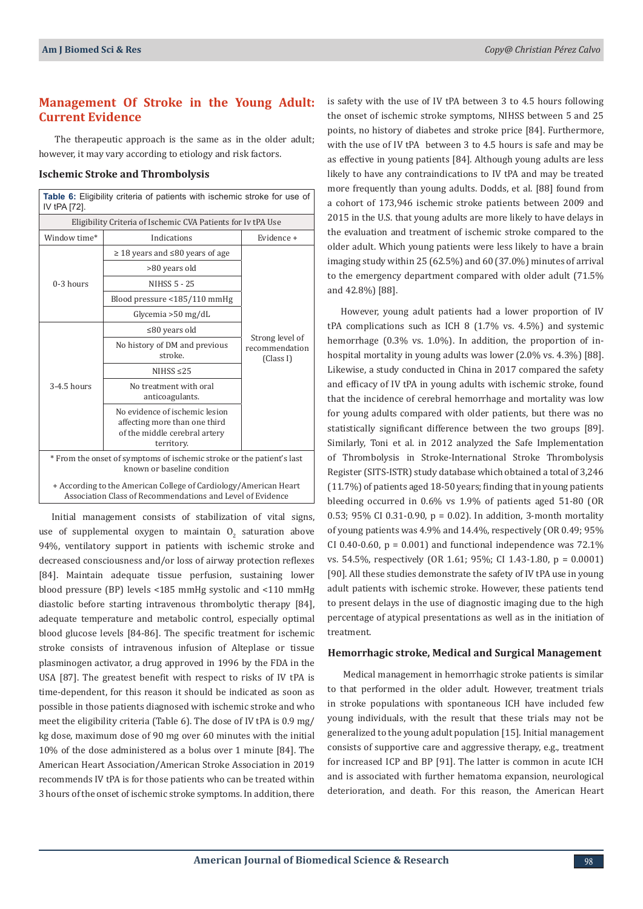## Management Of Stroke in the Young Adult: Current Evidence

The therapeutic approach is the same as in the older adult; however, it may vary according to etiology and risk factors.

### Ischemic Stroke and Thrombolysis

**Table 6:** Eligibility criteria of patients with ischemic stroke for use of IV tPA [72].

| Eligibility Criteria of Ischemic CVA Patients for Iv tPA Use | | |
|---|---|---|
| Window time* | Indications | Evidence + |
| 0-3 hours | ≥ 18 years and ≤80 years of age | Strong level of recommendation (Class I) |
| | >80 years old | |
| | NIHSS 5 - 25 | |
| | Blood pressure <185/110 mmHg | |
| | Glycemia >50 mg/dL | |
| 3-4.5 hours | ≤80 years old | |
| | No history of DM and previous stroke. | |
| | NIHSS ≤25 | |
| | No treatment with oral anticoagulants. | |
| | No evidence of ischemic lesion affecting more than one third of the middle cerebral artery territory. | |

\* From the onset of symptoms of ischemic stroke or the patient's last known or baseline condition

\+ According to the American College of Cardiology/American Heart Association Class of Recommendations and Level of Evidence

Initial management consists of stabilization of vital signs, use of supplemental oxygen to maintain $O_2$ saturation above 94%, ventilatory support in patients with ischemic stroke and decreased consciousness and/or loss of airway protection reflexes [84]. Maintain adequate tissue perfusion, sustaining lower blood pressure (BP) levels <185 mmHg systolic and <110 mmHg diastolic before starting intravenous thrombolytic therapy [84], adequate temperature and metabolic control, especially optimal blood glucose levels [84-86]. The specific treatment for ischemic stroke consists of intravenous infusion of Alteplase or tissue plasminogen activator, a drug approved in 1996 by the FDA in the USA [87]. The greatest benefit with respect to risks of IV tPA is time-dependent, for this reason it should be indicated as soon as possible in those patients diagnosed with ischemic stroke and who meet the eligibility criteria (Table 6). The dose of IV tPA is 0.9 mg/kg dose, maximum dose of 90 mg over 60 minutes with the initial 10% of the dose administered as a bolus over 1 minute [84]. The American Heart Association/American Stroke Association in 2019 recommends IV tPA is for those patients who can be treated within 3 hours of the onset of ischemic stroke symptoms. In addition, there is safety with the use of IV tPA between 3 to 4.5 hours following the onset of ischemic stroke symptoms, NIHSS between 5 and 25 points, no history of diabetes and stroke price [84]. Furthermore, with the use of IV tPA between 3 to 4.5 hours is safe and may be as effective in young patients [84]. Although young adults are less likely to have any contraindications to IV tPA and may be treated more frequently than young adults. Dodds, et al. [88] found from a cohort of 173,946 ischemic stroke patients between 2009 and 2015 in the U.S. that young adults are more likely to have delays in the evaluation and treatment of ischemic stroke compared to the older adult. Which young patients were less likely to have a brain imaging study within 25 (62.5%) and 60 (37.0%) minutes of arrival to the emergency department compared with older adult (71.5% and 42.8%) [88].

However, young adult patients had a lower proportion of IV tPA complications such as ICH 8 (1.7% vs. 4.5%) and systemic hemorrhage (0.3% vs. 1.0%). In addition, the proportion of in-hospital mortality in young adults was lower (2.0% vs. 4.3%) [88]. Likewise, a study conducted in China in 2017 compared the safety and efficacy of IV tPA in young adults with ischemic stroke, found that the incidence of cerebral hemorrhage and mortality was low for young adults compared with older patients, but there was no statistically significant difference between the two groups [89]. Similarly, Toni et al. in 2012 analyzed the Safe Implementation of Thrombolysis in Stroke-International Stroke Thrombolysis Register (SITS-ISTR) study database which obtained a total of 3,246 (11.7%) of patients aged 18-50 years; finding that in young patients bleeding occurred in 0.6% vs 1.9% of patients aged 51-80 (OR 0.53; 95% CI 0.31-0.90, $p = 0.02$). In addition, 3-month mortality of young patients was 4.9% and 14.4%, respectively (OR 0.49; 95% CI 0.40-0.60, $p = 0.001$) and functional independence was 72.1% vs. 54.5%, respectively (OR 1.61; 95%; CI 1.43-1.80, $p = 0.0001$) [90]. All these studies demonstrate the safety of IV tPA use in young adult patients with ischemic stroke. However, these patients tend to present delays in the use of diagnostic imaging due to the high percentage of atypical presentations as well as in the initiation of treatment.

### Hemorrhagic stroke, Medical and Surgical Management

Medical management in hemorrhagic stroke patients is similar to that performed in the older adult. However, treatment trials in stroke populations with spontaneous ICH have included few young individuals, with the result that these trials may not be generalized to the young adult population [15]. Initial management consists of supportive care and aggressive therapy, e.g., treatment for increased ICP and BP [91]. The latter is common in acute ICH and is associated with further hematoma expansion, neurological deterioration, and death. For this reason, the American Heart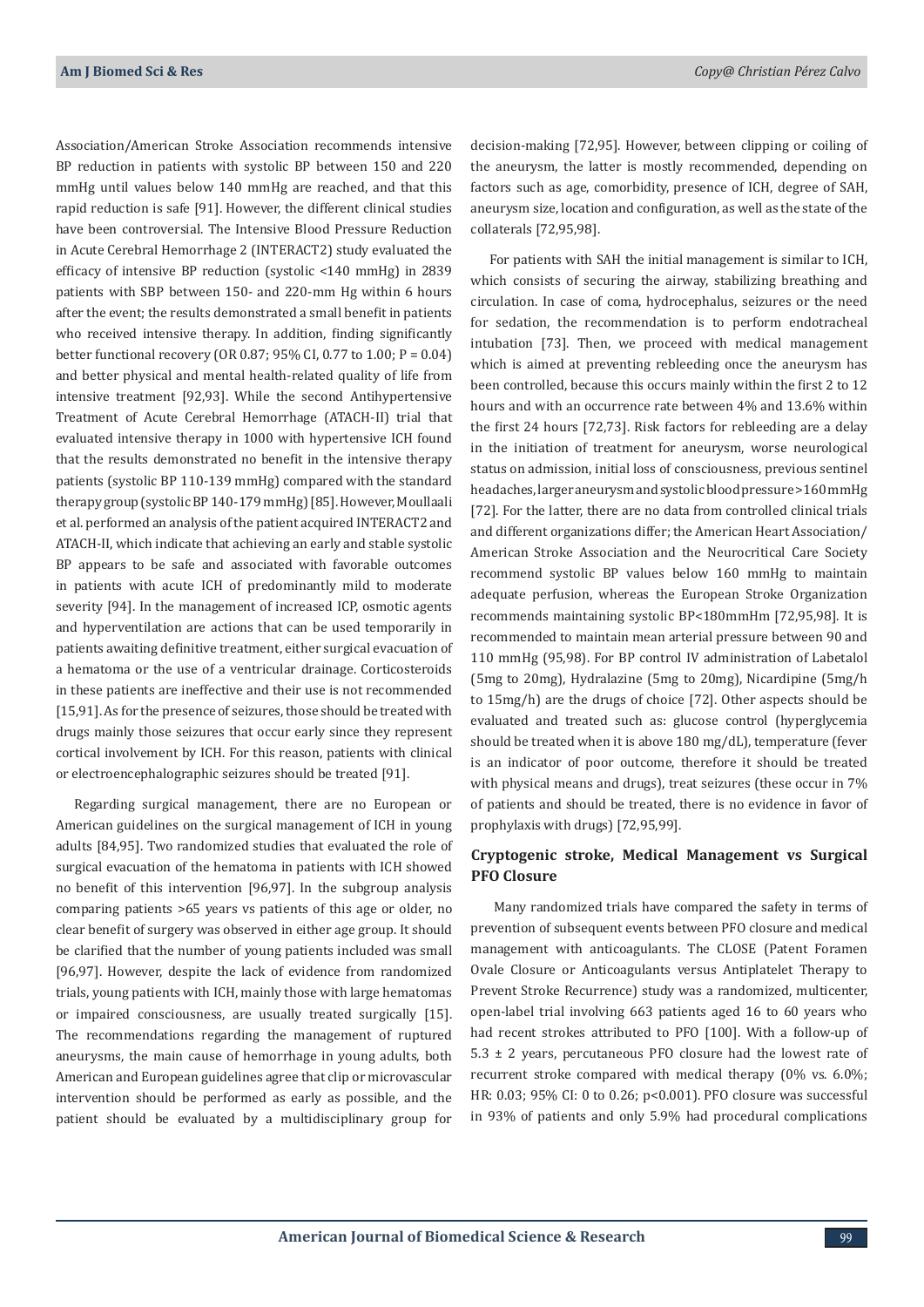Association/American Stroke Association recommends intensive BP reduction in patients with systolic BP between 150 and 220 mmHg until values below 140 mmHg are reached, and that this rapid reduction is safe [91]. However, the different clinical studies have been controversial. The Intensive Blood Pressure Reduction in Acute Cerebral Hemorrhage 2 (INTERACT2) study evaluated the efficacy of intensive BP reduction (systolic <140 mmHg) in 2839 patients with SBP between 150- and 220-mm Hg within 6 hours after the event; the results demonstrated a small benefit in patients who received intensive therapy. In addition, finding significantly better functional recovery (OR 0.87; 95% CI, 0.77 to 1.00; P = 0.04) and better physical and mental health-related quality of life from intensive treatment [92,93]. While the second Antihypertensive Treatment of Acute Cerebral Hemorrhage (ATACH-II) trial that evaluated intensive therapy in 1000 with hypertensive ICH found that the results demonstrated no benefit in the intensive therapy patients (systolic BP 110-139 mmHg) compared with the standard therapy group (systolic BP 140-179 mmHg) [85]. However, Moullaali et al. performed an analysis of the patient acquired INTERACT2 and ATACH-II, which indicate that achieving an early and stable systolic BP appears to be safe and associated with favorable outcomes in patients with acute ICH of predominantly mild to moderate severity [94]. In the management of increased ICP, osmotic agents and hyperventilation are actions that can be used temporarily in patients awaiting definitive treatment, either surgical evacuation of a hematoma or the use of a ventricular drainage. Corticosteroids in these patients are ineffective and their use is not recommended [15,91]. As for the presence of seizures, those should be treated with drugs mainly those seizures that occur early since they represent cortical involvement by ICH. For this reason, patients with clinical or electroencephalographic seizures should be treated [91].

Regarding surgical management, there are no European or American guidelines on the surgical management of ICH in young adults [84,95]. Two randomized studies that evaluated the role of surgical evacuation of the hematoma in patients with ICH showed no benefit of this intervention [96,97]. In the subgroup analysis comparing patients >65 years vs patients of this age or older, no clear benefit of surgery was observed in either age group. It should be clarified that the number of young patients included was small [96,97]. However, despite the lack of evidence from randomized trials, young patients with ICH, mainly those with large hematomas or impaired consciousness, are usually treated surgically [15]. The recommendations regarding the management of ruptured aneurysms, the main cause of hemorrhage in young adults, both American and European guidelines agree that clip or microvascular intervention should be performed as early as possible, and the patient should be evaluated by a multidisciplinary group for decision-making [72,95]. However, between clipping or coiling of the aneurysm, the latter is mostly recommended, depending on factors such as age, comorbidity, presence of ICH, degree of SAH, aneurysm size, location and configuration, as well as the state of the collaterals [72,95,98].

For patients with SAH the initial management is similar to ICH, which consists of securing the airway, stabilizing breathing and circulation. In case of coma, hydrocephalus, seizures or the need for sedation, the recommendation is to perform endotracheal intubation [73]. Then, we proceed with medical management which is aimed at preventing rebleeding once the aneurysm has been controlled, because this occurs mainly within the first 2 to 12 hours and with an occurrence rate between 4% and 13.6% within the first 24 hours [72,73]. Risk factors for rebleeding are a delay in the initiation of treatment for aneurysm, worse neurological status on admission, initial loss of consciousness, previous sentinel headaches, larger aneurysm and systolic blood pressure >160 mmHg [72]. For the latter, there are no data from controlled clinical trials and different organizations differ; the American Heart Association/American Stroke Association and the Neurocritical Care Society recommend systolic BP values below 160 mmHg to maintain adequate perfusion, whereas the European Stroke Organization recommends maintaining systolic BP<180mmHm [72,95,98]. It is recommended to maintain mean arterial pressure between 90 and 110 mmHg (95,98). For BP control IV administration of Labetalol (5mg to 20mg), Hydralazine (5mg to 20mg), Nicardipine (5mg/h to 15mg/h) are the drugs of choice [72]. Other aspects should be evaluated and treated such as: glucose control (hyperglycemia should be treated when it is above 180 mg/dL), temperature (fever is an indicator of poor outcome, therefore it should be treated with physical means and drugs), treat seizures (these occur in 7% of patients and should be treated, there is no evidence in favor of prophylaxis with drugs) [72,95,99].

## Cryptogenic stroke, Medical Management vs Surgical PFO Closure

Many randomized trials have compared the safety in terms of prevention of subsequent events between PFO closure and medical management with anticoagulants. The CLOSE (Patent Foramen Ovale Closure or Anticoagulants versus Antiplatelet Therapy to Prevent Stroke Recurrence) study was a randomized, multicenter, open-label trial involving 663 patients aged 16 to 60 years who had recent strokes attributed to PFO [100]. With a follow-up of 5.3 ± 2 years, percutaneous PFO closure had the lowest rate of recurrent stroke compared with medical therapy (0% vs. 6.0%; HR: 0.03; 95% CI: 0 to 0.26; p<0.001). PFO closure was successful in 93% of patients and only 5.9% had procedural complications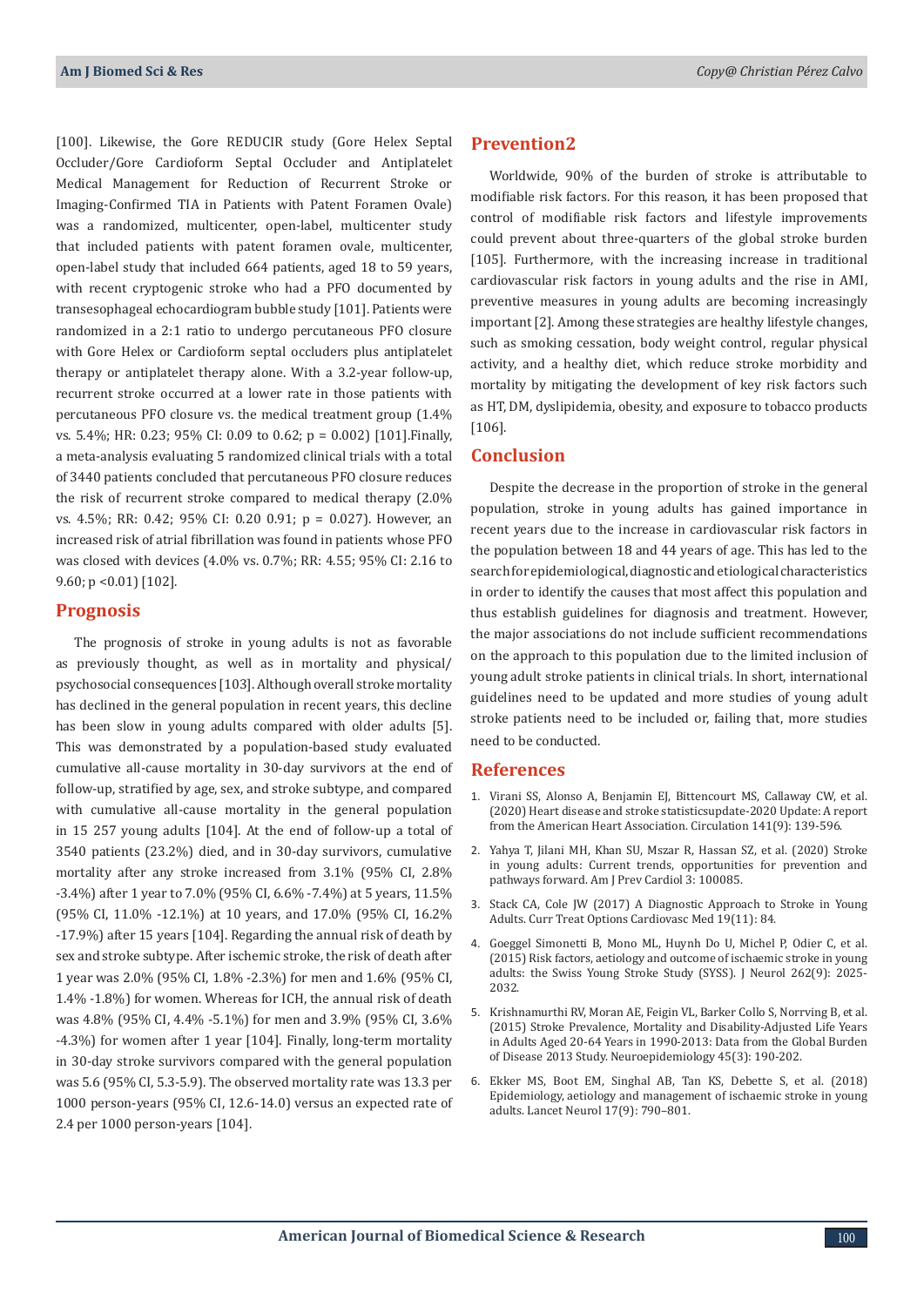[100]. Likewise, the Gore REDUCIR study (Gore Helex Septal Occluder/Gore Cardioform Septal Occluder and Antiplatelet Medical Management for Reduction of Recurrent Stroke or Imaging-Confirmed TIA in Patients with Patent Foramen Ovale) was a randomized, multicenter, open-label, multicenter study that included patients with patent foramen ovale, multicenter, open-label study that included 664 patients, aged 18 to 59 years, with recent cryptogenic stroke who had a PFO documented by transesophageal echocardiogram bubble study [101]. Patients were randomized in a 2:1 ratio to undergo percutaneous PFO closure with Gore Helex or Cardioform septal occluders plus antiplatelet therapy or antiplatelet therapy alone. With a 3.2-year follow-up, recurrent stroke occurred at a lower rate in those patients with percutaneous PFO closure vs. the medical treatment group (1.4% vs. 5.4%; HR: 0.23; 95% CI: 0.09 to 0.62; p = 0.002) [101].Finally, a meta-analysis evaluating 5 randomized clinical trials with a total of 3440 patients concluded that percutaneous PFO closure reduces the risk of recurrent stroke compared to medical therapy (2.0% vs. 4.5%; RR: 0.42; 95% CI: 0.20 0.91; p = 0.027). However, an increased risk of atrial fibrillation was found in patients whose PFO was closed with devices (4.0% vs. 0.7%; RR: 4.55; 95% CI: 2.16 to 9.60; p <0.01) [102].

## Prognosis

The prognosis of stroke in young adults is not as favorable as previously thought, as well as in mortality and physical/psychosocial consequences [103]. Although overall stroke mortality has declined in the general population in recent years, this decline has been slow in young adults compared with older adults [5]. This was demonstrated by a population-based study evaluated cumulative all-cause mortality in 30-day survivors at the end of follow-up, stratified by age, sex, and stroke subtype, and compared with cumulative all-cause mortality in the general population in 15 257 young adults [104]. At the end of follow-up a total of 3540 patients (23.2%) died, and in 30-day survivors, cumulative mortality after any stroke increased from 3.1% (95% CI, 2.8% -3.4%) after 1 year to 7.0% (95% CI, 6.6% -7.4%) at 5 years, 11.5% (95% CI, 11.0% -12.1%) at 10 years, and 17.0% (95% CI, 16.2% -17.9%) after 15 years [104]. Regarding the annual risk of death by sex and stroke subtype. After ischemic stroke, the risk of death after 1 year was 2.0% (95% CI, 1.8% -2.3%) for men and 1.6% (95% CI, 1.4% -1.8%) for women. Whereas for ICH, the annual risk of death was 4.8% (95% CI, 4.4% -5.1%) for men and 3.9% (95% CI, 3.6% -4.3%) for women after 1 year [104]. Finally, long-term mortality in 30-day stroke survivors compared with the general population was 5.6 (95% CI, 5.3-5.9). The observed mortality rate was 13.3 per 1000 person-years (95% CI, 12.6-14.0) versus an expected rate of 2.4 per 1000 person-years [104].

## Prevention2

Worldwide, 90% of the burden of stroke is attributable to modifiable risk factors. For this reason, it has been proposed that control of modifiable risk factors and lifestyle improvements could prevent about three-quarters of the global stroke burden [105]. Furthermore, with the increasing increase in traditional cardiovascular risk factors in young adults and the rise in AMI, preventive measures in young adults are becoming increasingly important [2]. Among these strategies are healthy lifestyle changes, such as smoking cessation, body weight control, regular physical activity, and a healthy diet, which reduce stroke morbidity and mortality by mitigating the development of key risk factors such as HT, DM, dyslipidemia, obesity, and exposure to tobacco products [106].

## Conclusion

Despite the decrease in the proportion of stroke in the general population, stroke in young adults has gained importance in recent years due to the increase in cardiovascular risk factors in the population between 18 and 44 years of age. This has led to the search for epidemiological, diagnostic and etiological characteristics in order to identify the causes that most affect this population and thus establish guidelines for diagnosis and treatment. However, the major associations do not include sufficient recommendations on the approach to this population due to the limited inclusion of young adult stroke patients in clinical trials. In short, international guidelines need to be updated and more studies of young adult stroke patients need to be included or, failing that, more studies need to be conducted.

## References

1. Virani SS, Alonso A, Benjamin EJ, Bittencourt MS, Callaway CW, et al. (2020) Heart disease and stroke statisticsupdate-2020 Update: A report from the American Heart Association. Circulation 141(9): 139-596.
2. Yahya T, Jilani MH, Khan SU, Mszar R, Hassan SZ, et al. (2020) Stroke in young adults: Current trends, opportunities for prevention and pathways forward. Am J Prev Cardiol 3: 100085.
3. Stack CA, Cole JW (2017) A Diagnostic Approach to Stroke in Young Adults. Curr Treat Options Cardiovasc Med 19(11): 84.
4. Goeggel Simonetti B, Mono ML, Huynh Do U, Michel P, Odier C, et al. (2015) Risk factors, aetiology and outcome of ischaemic stroke in young adults: the Swiss Young Stroke Study (SYSS). J Neurol 262(9): 2025-2032.
5. Krishnamurthi RV, Moran AE, Feigin VL, Barker Collo S, Norrving B, et al. (2015) Stroke Prevalence, Mortality and Disability-Adjusted Life Years in Adults Aged 20-64 Years in 1990-2013: Data from the Global Burden of Disease 2013 Study. Neuroepidemiology 45(3): 190-202.
6. Ekker MS, Boot EM, Singhal AB, Tan KS, Debette S, et al. (2018) Epidemiology, aetiology and management of ischaemic stroke in young adults. Lancet Neurol 17(9): 790–801.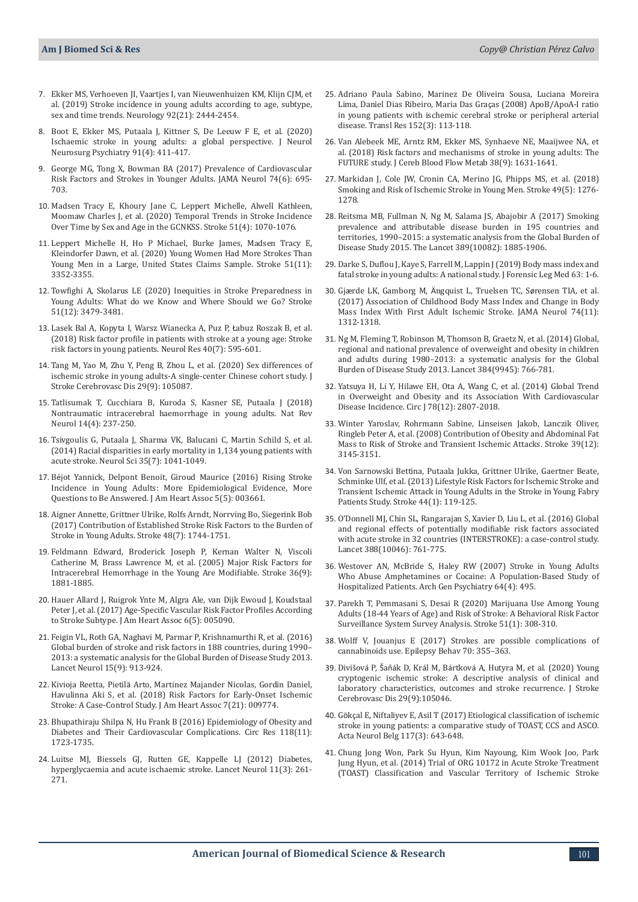7. Ekker MS, Verhoeven JI, Vaartjes I, van Nieuwenhuizen KM, Klijn CJM, et al. (2019) Stroke incidence in young adults according to age, subtype, sex and time trends. Neurology 92(21): 2444-2454.

8. Boot E, Ekker MS, Putaala J, Kittner S, De Leeuw F E, et al. (2020) Ischaemic stroke in young adults: a global perspective. J Neurol Neurosurg Psychiatry 91(4): 411-417.

9. George MG, Tong X, Bowman BA (2017) Prevalence of Cardiovascular Risk Factors and Strokes in Younger Adults. JAMA Neurol 74(6): 695-703.

10. Madsen Tracy E, Khoury Jane C, Leppert Michelle, Alwell Kathleen, Moomaw Charles J, et al. (2020) Temporal Trends in Stroke Incidence Over Time by Sex and Age in the GCNKSS. Stroke 51(4): 1070-1076.

11. Leppert Michelle H, Ho P Michael, Burke James, Madsen Tracy E, Kleindorfer Dawn, et al. (2020) Young Women Had More Strokes Than Young Men in a Large, United States Claims Sample. Stroke 51(11): 3352-3355.

12. Towfighi A, Skolarus LE (2020) Inequities in Stroke Preparedness in Young Adults: What do we Know and Where Should we Go? Stroke 51(12): 3479-3481.

13. Lasek Bal A, Kopyta I, Warsz Wianecka A, Puz P, Łabuz Roszak B, et al. (2018) Risk factor profile in patients with stroke at a young age: Stroke risk factors in young patients. Neurol Res 40(7): 595-601.

14. Tang M, Yao M, Zhu Y, Peng B, Zhou L, et al. (2020) Sex differences of ischemic stroke in young adults-A single-center Chinese cohort study. J Stroke Cerebrovasc Dis 29(9): 105087.

15. Tatlisumak T, Cucchiara B, Kuroda S, Kasner SE, Putaala J (2018) Nontraumatic intracerebral haemorrhage in young adults. Nat Rev Neurol 14(4): 237-250.

16. Tsivgoulis G, Putaala J, Sharma VK, Balucani C, Martin Schild S, et al. (2014) Racial disparities in early mortality in 1,134 young patients with acute stroke. Neurol Sci 35(7): 1041-1049.

17. Béjot Yannick, Delpont Benoit, Giroud Maurice (2016) Rising Stroke Incidence in Young Adults: More Epidemiological Evidence, More Questions to Be Answered. J Am Heart Assoc 5(5): 003661.

18. Aigner Annette, Grittner Ulrike, Rolfs Arndt, Norrving Bo, Siegerink Bob (2017) Contribution of Established Stroke Risk Factors to the Burden of Stroke in Young Adults. Stroke 48(7): 1744-1751.

19. Feldmann Edward, Broderick Joseph P, Kernan Walter N, Viscoli Catherine M, Brass Lawrence M, et al. (2005) Major Risk Factors for Intracerebral Hemorrhage in the Young Are Modifiable. Stroke 36(9): 1881-1885.

20. Hauer Allard J, Ruigrok Ynte M, Algra Ale, van Dijk Ewoud J, Koudstaal Peter J, et al. (2017) Age-Specific Vascular Risk Factor Profiles According to Stroke Subtype. J Am Heart Assoc 6(5): 005090.

21. Feigin VL, Roth GA, Naghavi M, Parmar P, Krishnamurthi R, et al. (2016) Global burden of stroke and risk factors in 188 countries, during 1990–2013: a systematic analysis for the Global Burden of Disease Study 2013. Lancet Neurol 15(9): 913-924.

22. Kivioja Reetta, Pietilä Arto, Martinez Majander Nicolas, Gordin Daniel, Havulinna Aki S, et al. (2018) Risk Factors for Early-Onset Ischemic Stroke: A Case-Control Study. J Am Heart Assoc 7(21): 009774.

23. Bhupathiraju Shilpa N, Hu Frank B (2016) Epidemiology of Obesity and Diabetes and Their Cardiovascular Complications. Circ Res 118(11): 1723-1735.

24. Luitse MJ, Biessels GJ, Rutten GE, Kappelle LJ (2012) Diabetes, hyperglycaemia and acute ischaemic stroke. Lancet Neurol 11(3): 261-271.

25. Adriano Paula Sabino, Marinez De Oliveira Sousa, Luciana Moreira Lima, Daniel Dias Ribeiro, Maria Das Graças (2008) ApoB/ApoA-I ratio in young patients with ischemic cerebral stroke or peripheral arterial disease. Transl Res 152(3): 113-118.

26. Van Alebeek ME, Arntz RM, Ekker MS, Synhaeve NE, Maaijwee NA, et al. (2018) Risk factors and mechanisms of stroke in young adults: The FUTURE study. J Cereb Blood Flow Metab 38(9): 1631-1641.

27. Markidan J, Cole JW, Cronin CA, Merino JG, Phipps MS, et al. (2018) Smoking and Risk of Ischemic Stroke in Young Men. Stroke 49(5): 1276-1278.

28. Reitsma MB, Fullman N, Ng M, Salama JS, Abajobir A (2017) Smoking prevalence and attributable disease burden in 195 countries and territories, 1990–2015: a systematic analysis from the Global Burden of Disease Study 2015. The Lancet 389(10082): 1885-1906.

29. Darke S, Duflou J, Kaye S, Farrell M, Lappin J (2019) Body mass index and fatal stroke in young adults: A national study. J Forensic Leg Med 63: 1-6.

30. Gjærde LK, Gamborg M, Ängquist L, Truelsen TC, Sørensen TIA, et al. (2017) Association of Childhood Body Mass Index and Change in Body Mass Index With First Adult Ischemic Stroke. JAMA Neurol 74(11): 1312-1318.

31. Ng M, Fleming T, Robinson M, Thomson B, Graetz N, et al. (2014) Global, regional and national prevalence of overweight and obesity in children and adults during 1980–2013: a systematic analysis for the Global Burden of Disease Study 2013. Lancet 384(9945): 766-781.

32. Yatsuya H, Li Y, Hilawe EH, Ota A, Wang C, et al. (2014) Global Trend in Overweight and Obesity and its Association With Cardiovascular Disease Incidence. Circ J 78(12): 2807-2818.

33. Winter Yaroslav, Rohrmann Sabine, Linseisen Jakob, Lanczik Oliver, Ringleb Peter A, et al. (2008) Contribution of Obesity and Abdominal Fat Mass to Risk of Stroke and Transient Ischemic Attacks. Stroke 39(12): 3145-3151.

34. Von Sarnowski Bettina, Putaala Jukka, Grittner Ulrike, Gaertner Beate, Schminke Ulf, et al. (2013) Lifestyle Risk Factors for Ischemic Stroke and Transient Ischemic Attack in Young Adults in the Stroke in Young Fabry Patients Study. Stroke 44(1): 119-125.

35. O'Donnell MJ, Chin SL, Rangarajan S, Xavier D, Liu L, et al. (2016) Global and regional effects of potentially modifiable risk factors associated with acute stroke in 32 countries (INTERSTROKE): a case-control study. Lancet 388(10046): 761-775.

36. Westover AN, McBride S, Haley RW (2007) Stroke in Young Adults Who Abuse Amphetamines or Cocaine: A Population-Based Study of Hospitalized Patients. Arch Gen Psychiatry 64(4): 495.

37. Parekh T, Pemmasani S, Desai R (2020) Marijuana Use Among Young Adults (18-44 Years of Age) and Risk of Stroke: A Behavioral Risk Factor Surveillance System Survey Analysis. Stroke 51(1): 308-310.

38. Wolff V, Jouanjus E (2017) Strokes are possible complications of cannabinoids use. Epilepsy Behav 70: 355–363.

39. Divišová P, Šaňák D, Král M, Bártková A, Hutyra M, et al. (2020) Young cryptogenic ischemic stroke: A descriptive analysis of clinical and laboratory characteristics, outcomes and stroke recurrence. J Stroke Cerebrovasc Dis 29(9):105046.

40. Gökçal E, Niftaliyev E, Asil T (2017) Etiological classification of ischemic stroke in young patients: a comparative study of TOAST, CCS and ASCO. Acta Neurol Belg 117(3): 643-648.

41. Chung Jong Won, Park Su Hyun, Kim Nayoung, Kim Wook Joo, Park Jung Hyun, et al. (2014) Trial of ORG 10172 in Acute Stroke Treatment (TOAST) Classification and Vascular Territory of Ischemic Stroke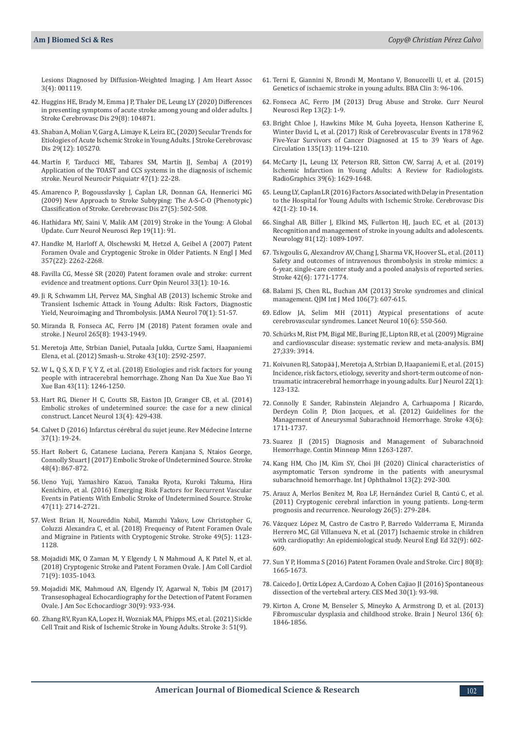Lesions Diagnosed by Diffusion-Weighted Imaging. J Am Heart Assoc 3(4): 001119.

42. Huggins HE, Brady M, Emma J P, Thaler DE, Leung LY (2020) Differences in presenting symptoms of acute stroke among young and older adults. J Stroke Cerebrovasc Dis 29(8): 104871.
43. Shaban A, Molian V, Garg A, Limaye K, Leira EC, (2020) Secular Trends for Etiologies of Acute Ischemic Stroke in Young Adults. J Stroke Cerebrovasc Dis 29(12): 105270.
44. Martín F, Tarducci ME, Tabares SM, Martín JJ, Sembaj A (2019) Application of the TOAST and CCS systems in the diagnosis of ischemic stroke. Neurol Neurocir Psiquiatr 47(1): 22-28.
45. Amarenco P, Bogousslavsky J, Caplan LR, Donnan GA, Hennerici MG (2009) New Approach to Stroke Subtyping: The A-S-C-O (Phenotypic) Classification of Stroke. Cerebrovasc Dis 27(5): 502-508.
46. Hathidara MY, Saini V, Malik AM (2019) Stroke in the Young: A Global Update. Curr Neurol Neurosci Rep 19(11): 91.
47. Handke M, Harloff A, Olschewski M, Hetzel A, Geibel A (2007) Patent Foramen Ovale and Cryptogenic Stroke in Older Patients. N Engl J Med 357(22): 2262-2268.
48. Favilla CG, Messé SR (2020) Patent foramen ovale and stroke: current evidence and treatment options. Curr Opin Neurol 33(1): 10-16.
49. Ji R, Schwamm LH, Pervez MA, Singhal AB (2013) Ischemic Stroke and Transient Ischemic Attack in Young Adults: Risk Factors, Diagnostic Yield, Neuroimaging and Thrombolysis. JAMA Neurol 70(1): 51-57.
50. Miranda B, Fonseca AC, Ferro JM (2018) Patent foramen ovale and stroke. J Neurol 265(8): 1943-1949.
51. Meretoja Atte, Strbian Daniel, Putaala Jukka, Curtze Sami, Haapaniemi Elena, et al. (2012) Smash-u. Stroke 43(10): 2592-2597.
52. W L, Q S, X D, F Y, Y Z, et al. (2018) Etiologies and risk factors for young people with intracerebral hemorrhage. Zhong Nan Da Xue Xue Bao Yi Xue Ban 43(11): 1246-1250.
53. Hart RG, Diener H C, Coutts SB, Easton JD, Granger CB, et al. (2014) Embolic strokes of undetermined source: the case for a new clinical construct. Lancet Neurol 13(4): 429-438.
54. Calvet D (2016) Infarctus cérébral du sujet jeune. Rev Médecine Interne 37(1): 19-24.
55. Hart Robert G, Catanese Luciana, Perera Kanjana S, Ntaios George, Connolly Stuart J (2017) Embolic Stroke of Undetermined Source. Stroke 48(4): 867-872.
56. Ueno Yuji, Yamashiro Kazuo, Tanaka Ryota, Kuroki Takuma, Hira Kenichiro, et al. (2016) Emerging Risk Factors for Recurrent Vascular Events in Patients With Embolic Stroke of Undetermined Source. Stroke 47(11): 2714-2721.
57. West Brian H, Noureddin Nabil, Mamzhi Yakov, Low Christopher G, Coluzzi Alexandra C, et al. (2018) Frequency of Patent Foramen Ovale and Migraine in Patients with Cryptogenic Stroke. Stroke 49(5): 1123-1128.
58. Mojadidi MK, O Zaman M, Y Elgendy I, N Mahmoud A, K Patel N, et al. (2018) Cryptogenic Stroke and Patent Foramen Ovale. J Am Coll Cardiol 71(9): 1035-1043.
59. Mojadidi MK, Mahmoud AN, Elgendy IY, Agarwal N, Tobis JM (2017) Transesophageal Echocardiography for the Detection of Patent Foramen Ovale. J Am Soc Echocardiogr 30(9): 933-934.
60. Zhang RV, Ryan KA, Lopez H, Wozniak MA, Phipps MS, et al. (2021) Sickle Cell Trait and Risk of Ischemic Stroke in Young Adults. Stroke 3: 51(9).
61. Terni E, Giannini N, Brondi M, Montano V, Bonuccelli U, et al. (2015) Genetics of ischaemic stroke in young adults. BBA Clin 3: 96-106.
62. Fonseca AC, Ferro JM (2013) Drug Abuse and Stroke. Curr Neurol Neurosci Rep 13(2): 1-9.
63. Bright Chloe J, Hawkins Mike M, Guha Joyeeta, Henson Katherine E, Winter David L, et al. (2017) Risk of Cerebrovascular Events in 178 962 Five-Year Survivors of Cancer Diagnosed at 15 to 39 Years of Age. Circulation 135(13): 1194-1210.
64. McCarty JL, Leung LY, Peterson RB, Sitton CW, Sarraj A, et al. (2019) Ischemic Infarction in Young Adults: A Review for Radiologists. RadioGraphics 39(6): 1629-1648.
65. Leung LY, Caplan LR (2016) Factors Associated with Delay in Presentation to the Hospital for Young Adults with Ischemic Stroke. Cerebrovasc Dis 42(1-2): 10-14.
66. Singhal AB, Biller J, Elkind MS, Fullerton HJ, Jauch EC, et al. (2013) Recognition and management of stroke in young adults and adolescents. Neurology 81(12): 1089-1097.
67. Tsivgoulis G, Alexandrov AV, Chang J, Sharma VK, Hoover SL, et al. (2011) Safety and outcomes of intravenous thrombolysis in stroke mimics: a 6-year, single-care center study and a pooled analysis of reported series. Stroke 42(6): 1771-1774.
68. Balami JS, Chen RL, Buchan AM (2013) Stroke syndromes and clinical management. QJM Int J Med 106(7): 607-615.
69. Edlow JA, Selim MH (2011) Atypical presentations of acute cerebrovascular syndromes. Lancet Neurol 10(6): 550-560.
70. Schürks M, Rist PM, Bigal ME, Buring JE, Lipton RB, et al. (2009) Migraine and cardiovascular disease: systematic review and meta-analysis. BMJ 27;339: 3914.
71. Koivunen RJ, Satopää J, Meretoja A, Strbian D, Haapaniemi E, et al. (2015) Incidence, risk factors, etiology, severity and short-term outcome of non-traumatic intracerebral hemorrhage in young adults. Eur J Neurol 22(1): 123-132.
72. Connolly E Sander, Rabinstein Alejandro A, Carhuapoma J Ricardo, Derdeyn Colin P, Dion Jacques, et al. (2012) Guidelines for the Management of Aneurysmal Subarachnoid Hemorrhage. Stroke 43(6): 1711-1737.
73. Suarez JI (2015) Diagnosis and Management of Subarachnoid Hemorrhage. Contin Minneap Minn 1263-1287.
74. Kang HM, Cho JM, Kim SY, Choi JH (2020) Clinical characteristics of asymptomatic Terson syndrome in the patients with aneurysmal subarachnoid hemorrhage. Int J Ophthalmol 13(2): 292-300.
75. Arauz A, Merlos Benítez M, Roa LF, Hernández Curiel B, Cantú C, et al. (2011) Cryptogenic cerebral infarction in young patients. Long-term prognosis and recurrence. Neurology 26(5): 279-284.
76. Vázquez López M, Castro de Castro P, Barredo Valderrama E, Miranda Herrero MC, Gil Villanueva N, et al. (2017) Ischaemic stroke in children with cardiopathy: An epidemiological study. Neurol Engl Ed 32(9): 602-609.
77. Sun Y P, Homma S (2016) Patent Foramen Ovale and Stroke. Circ J 80(8): 1665-1673.
78. Caicedo J, Ortiz López A, Cardozo A, Cohen Cajiao JI (2016) Spontaneous dissection of the vertebral artery. CES Med 30(1): 93-98.
79. Kirton A, Crone M, Benseler S, Mineyko A, Armstrong D, et al. (2013) Fibromuscular dysplasia and childhood stroke. Brain J Neurol 136( 6): 1846-1856.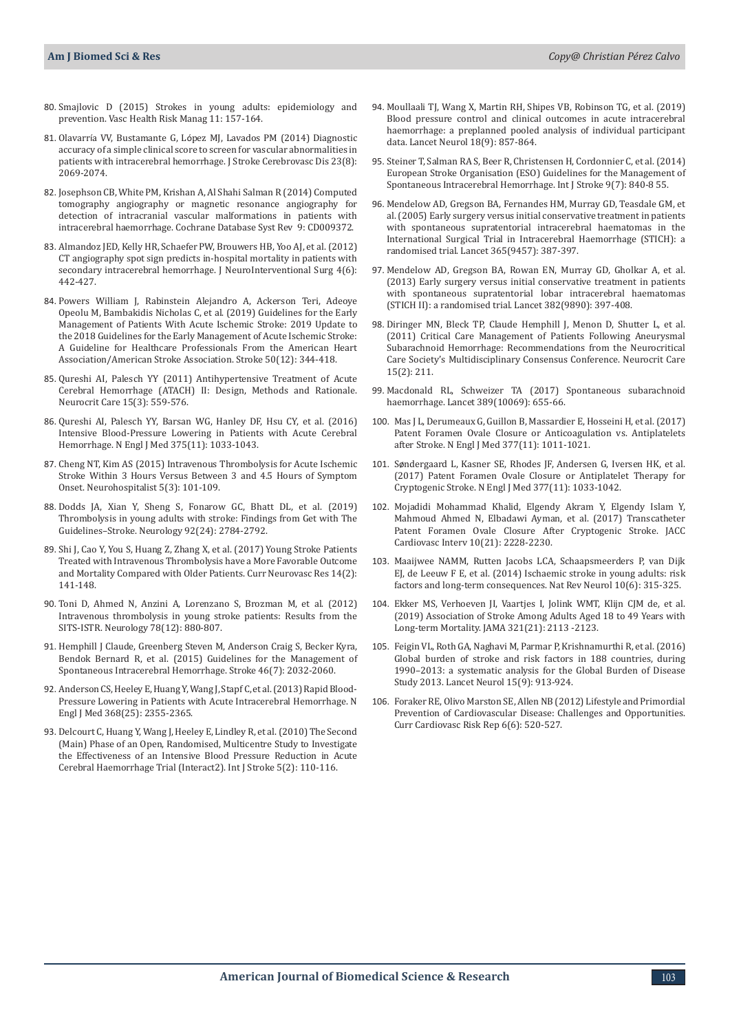80. Smajlovic D (2015) Strokes in young adults: epidemiology and prevention. Vasc Health Risk Manag 11: 157-164.

81. Olavarría VV, Bustamante G, López MJ, Lavados PM (2014) Diagnostic accuracy of a simple clinical score to screen for vascular abnormalities in patients with intracerebral hemorrhage. J Stroke Cerebrovasc Dis 23(8): 2069-2074.

82. Josephson CB, White PM, Krishan A, Al Shahi Salman R (2014) Computed tomography angiography or magnetic resonance angiography for detection of intracranial vascular malformations in patients with intracerebral haemorrhage. Cochrane Database Syst Rev 9: CD009372.

83. Almandoz JED, Kelly HR, Schaefer PW, Brouwers HB, Yoo AJ, et al. (2012) CT angiography spot sign predicts in-hospital mortality in patients with secondary intracerebral hemorrhage. J NeuroInterventional Surg 4(6): 442-427.

84. Powers William J, Rabinstein Alejandro A, Ackerson Teri, Adeoye Opeolu M, Bambakidis Nicholas C, et al. (2019) Guidelines for the Early Management of Patients With Acute Ischemic Stroke: 2019 Update to the 2018 Guidelines for the Early Management of Acute Ischemic Stroke: A Guideline for Healthcare Professionals From the American Heart Association/American Stroke Association. Stroke 50(12): 344-418.

85. Qureshi AI, Palesch YY (2011) Antihypertensive Treatment of Acute Cerebral Hemorrhage (ATACH) II: Design, Methods and Rationale. Neurocrit Care 15(3): 559-576.

86. Qureshi AI, Palesch YY, Barsan WG, Hanley DF, Hsu CY, et al. (2016) Intensive Blood-Pressure Lowering in Patients with Acute Cerebral Hemorrhage. N Engl J Med 375(11): 1033-1043.

87. Cheng NT, Kim AS (2015) Intravenous Thrombolysis for Acute Ischemic Stroke Within 3 Hours Versus Between 3 and 4.5 Hours of Symptom Onset. Neurohospitalist 5(3): 101-109.

88. Dodds JA, Xian Y, Sheng S, Fonarow GC, Bhatt DL, et al. (2019) Thrombolysis in young adults with stroke: Findings from Get with The Guidelines–Stroke. Neurology 92(24): 2784-2792.

89. Shi J, Cao Y, You S, Huang Z, Zhang X, et al. (2017) Young Stroke Patients Treated with Intravenous Thrombolysis have a More Favorable Outcome and Mortality Compared with Older Patients. Curr Neurovasc Res 14(2): 141-148.

90. Toni D, Ahmed N, Anzini A, Lorenzano S, Brozman M, et al. (2012) Intravenous thrombolysis in young stroke patients: Results from the SITS-ISTR. Neurology 78(12): 880-807.

91. Hemphill J Claude, Greenberg Steven M, Anderson Craig S, Becker Kyra, Bendok Bernard R, et al. (2015) Guidelines for the Management of Spontaneous Intracerebral Hemorrhage. Stroke 46(7): 2032-2060.

92. Anderson CS, Heeley E, Huang Y, Wang J, Stapf C, et al. (2013) Rapid Blood-Pressure Lowering in Patients with Acute Intracerebral Hemorrhage. N Engl J Med 368(25): 2355-2365.

93. Delcourt C, Huang Y, Wang J, Heeley E, Lindley R, et al. (2010) The Second (Main) Phase of an Open, Randomised, Multicentre Study to Investigate the Effectiveness of an Intensive Blood Pressure Reduction in Acute Cerebral Haemorrhage Trial (Interact2). Int J Stroke 5(2): 110-116.

94. Moullaali TJ, Wang X, Martin RH, Shipes VB, Robinson TG, et al. (2019) Blood pressure control and clinical outcomes in acute intracerebral haemorrhage: a preplanned pooled analysis of individual participant data. Lancet Neurol 18(9): 857-864.

95. Steiner T, Salman RA S, Beer R, Christensen H, Cordonnier C, et al. (2014) European Stroke Organisation (ESO) Guidelines for the Management of Spontaneous Intracerebral Hemorrhage. Int J Stroke 9(7): 840-8 55.

96. Mendelow AD, Gregson BA, Fernandes HM, Murray GD, Teasdale GM, et al. (2005) Early surgery versus initial conservative treatment in patients with spontaneous supratentorial intracerebral haematomas in the International Surgical Trial in Intracerebral Haemorrhage (STICH): a randomised trial. Lancet 365(9457): 387-397.

97. Mendelow AD, Gregson BA, Rowan EN, Murray GD, Gholkar A, et al. (2013) Early surgery versus initial conservative treatment in patients with spontaneous supratentorial lobar intracerebral haematomas (STICH II): a randomised trial. Lancet 382(9890): 397-408.

98. Diringer MN, Bleck TP, Claude Hemphill J, Menon D, Shutter L, et al. (2011) Critical Care Management of Patients Following Aneurysmal Subarachnoid Hemorrhage: Recommendations from the Neurocritical Care Society's Multidisciplinary Consensus Conference. Neurocrit Care 15(2): 211.

99. Macdonald RL, Schweizer TA (2017) Spontaneous subarachnoid haemorrhage. Lancet 389(10069): 655-66.

100. Mas J L, Derumeaux G, Guillon B, Massardier E, Hosseini H, et al. (2017) Patent Foramen Ovale Closure or Anticoagulation vs. Antiplatelets after Stroke. N Engl J Med 377(11): 1011-1021.

101. Søndergaard L, Kasner SE, Rhodes JF, Andersen G, Iversen HK, et al. (2017) Patent Foramen Ovale Closure or Antiplatelet Therapy for Cryptogenic Stroke. N Engl J Med 377(11): 1033-1042.

102. Mojadidi Mohammad Khalid, Elgendy Akram Y, Elgendy Islam Y, Mahmoud Ahmed N, Elbadawi Ayman, et al. (2017) Transcatheter Patent Foramen Ovale Closure After Cryptogenic Stroke. JACC Cardiovasc Interv 10(21): 2228-2230.

103. Maaijwee NAMM, Rutten Jacobs LCA, Schaapsmeerders P, van Dijk EJ, de Leeuw F E, et al. (2014) Ischaemic stroke in young adults: risk factors and long-term consequences. Nat Rev Neurol 10(6): 315-325.

104. Ekker MS, Verhoeven JI, Vaartjes I, Jolink WMT, Klijn CJM de, et al. (2019) Association of Stroke Among Adults Aged 18 to 49 Years with Long-term Mortality. JAMA 321(21): 2113 -2123.

105. Feigin VL, Roth GA, Naghavi M, Parmar P, Krishnamurthi R, et al. (2016) Global burden of stroke and risk factors in 188 countries, during 1990–2013: a systematic analysis for the Global Burden of Disease Study 2013. Lancet Neurol 15(9): 913-924.

106. Foraker RE, Olivo Marston SE, Allen NB (2012) Lifestyle and Primordial Prevention of Cardiovascular Disease: Challenges and Opportunities. Curr Cardiovasc Risk Rep 6(6): 520-527.